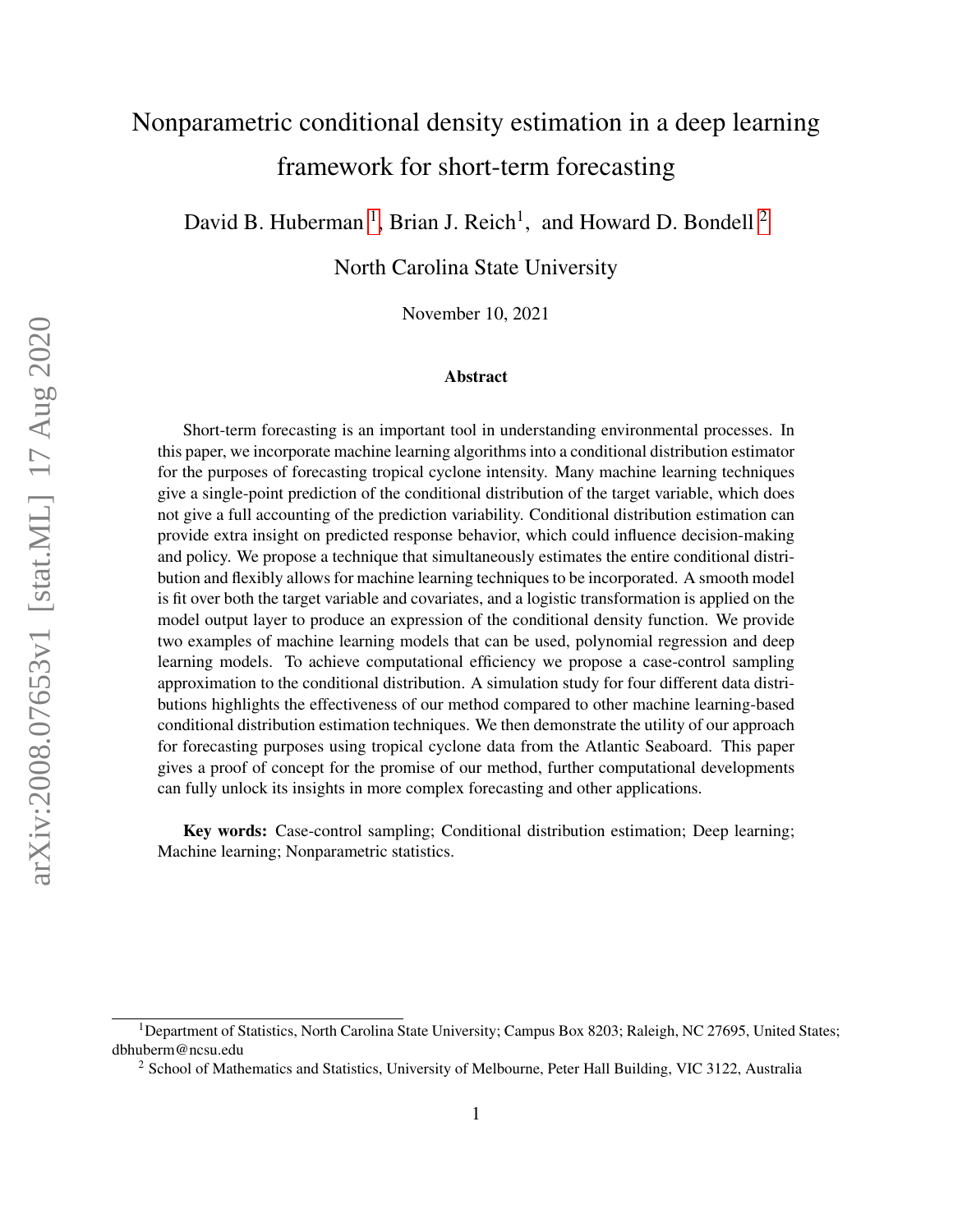# Nonparametric conditional density estimation in a deep learning framework for short-term forecasting

David B. Huberman [1], Brian J. Reich[1], and Howard D. Bondell [2]

North Carolina State University

November 10, 2021

## Abstract

Short-term forecasting is an important tool in understanding environmental processes. In this paper, we incorporate machine learning algorithms into a conditional distribution estimator for the purposes of forecasting tropical cyclone intensity. Many machine learning techniques give a single-point prediction of the conditional distribution of the target variable, which does not give a full accounting of the prediction variability. Conditional distribution estimation can provide extra insight on predicted response behavior, which could influence decision-making and policy. We propose a technique that simultaneously estimates the entire conditional distribution and flexibly allows for machine learning techniques to be incorporated. A smooth model is fit over both the target variable and covariates, and a logistic transformation is applied on the model output layer to produce an expression of the conditional density function. We provide two examples of machine learning models that can be used, polynomial regression and deep learning models. To achieve computational efficiency we propose a case-control sampling approximation to the conditional distribution. A simulation study for four different data distributions highlights the effectiveness of our method compared to other machine learning-based conditional distribution estimation techniques. We then demonstrate the utility of our approach for forecasting purposes using tropical cyclone data from the Atlantic Seaboard. This paper gives a proof of concept for the promise of our method, further computational developments can fully unlock its insights in more complex forecasting and other applications.

**Key words:** Case-control sampling; Conditional distribution estimation; Deep learning; Machine learning; Nonparametric statistics.

[1]Department of Statistics, North Carolina State University; Campus Box 8203; Raleigh, NC 27695, United States; dbhuberm@ncsu.edu

[2] School of Mathematics and Statistics, University of Melbourne, Peter Hall Building, VIC 3122, Australia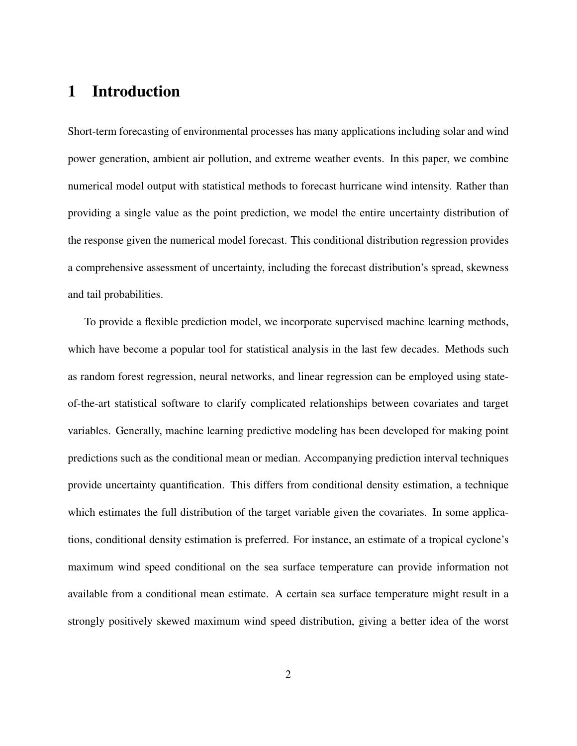# 1 Introduction

Short-term forecasting of environmental processes has many applications including solar and wind power generation, ambient air pollution, and extreme weather events. In this paper, we combine numerical model output with statistical methods to forecast hurricane wind intensity. Rather than providing a single value as the point prediction, we model the entire uncertainty distribution of the response given the numerical model forecast. This conditional distribution regression provides a comprehensive assessment of uncertainty, including the forecast distribution's spread, skewness and tail probabilities.

To provide a flexible prediction model, we incorporate supervised machine learning methods, which have become a popular tool for statistical analysis in the last few decades. Methods such as random forest regression, neural networks, and linear regression can be employed using state-of-the-art statistical software to clarify complicated relationships between covariates and target variables. Generally, machine learning predictive modeling has been developed for making point predictions such as the conditional mean or median. Accompanying prediction interval techniques provide uncertainty quantification. This differs from conditional density estimation, a technique which estimates the full distribution of the target variable given the covariates. In some applications, conditional density estimation is preferred. For instance, an estimate of a tropical cyclone's maximum wind speed conditional on the sea surface temperature can provide information not available from a conditional mean estimate. A certain sea surface temperature might result in a strongly positively skewed maximum wind speed distribution, giving a better idea of the worst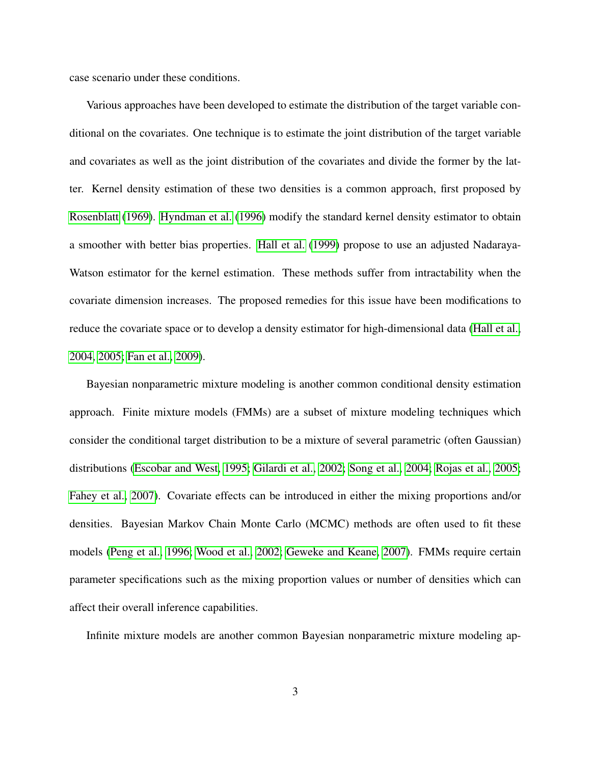case scenario under these conditions.

Various approaches have been developed to estimate the distribution of the target variable conditional on the covariates. One technique is to estimate the joint distribution of the target variable and covariates as well as the joint distribution of the covariates and divide the former by the latter. Kernel density estimation of these two densities is a common approach, first proposed by Rosenblatt (1969). Hyndman et al. (1996) modify the standard kernel density estimator to obtain a smoother with better bias properties. Hall et al. (1999) propose to use an adjusted Nadaraya-Watson estimator for the kernel estimation. These methods suffer from intractability when the covariate dimension increases. The proposed remedies for this issue have been modifications to reduce the covariate space or to develop a density estimator for high-dimensional data (Hall et al., 2004, 2005; Fan et al., 2009).

Bayesian nonparametric mixture modeling is another common conditional density estimation approach. Finite mixture models (FMMs) are a subset of mixture modeling techniques which consider the conditional target distribution to be a mixture of several parametric (often Gaussian) distributions (Escobar and West, 1995; Gilardi et al., 2002; Song et al., 2004; Rojas et al., 2005; Fahey et al., 2007). Covariate effects can be introduced in either the mixing proportions and/or densities. Bayesian Markov Chain Monte Carlo (MCMC) methods are often used to fit these models (Peng et al., 1996; Wood et al., 2002; Geweke and Keane, 2007). FMMs require certain parameter specifications such as the mixing proportion values or number of densities which can affect their overall inference capabilities.

Infinite mixture models are another common Bayesian nonparametric mixture modeling ap-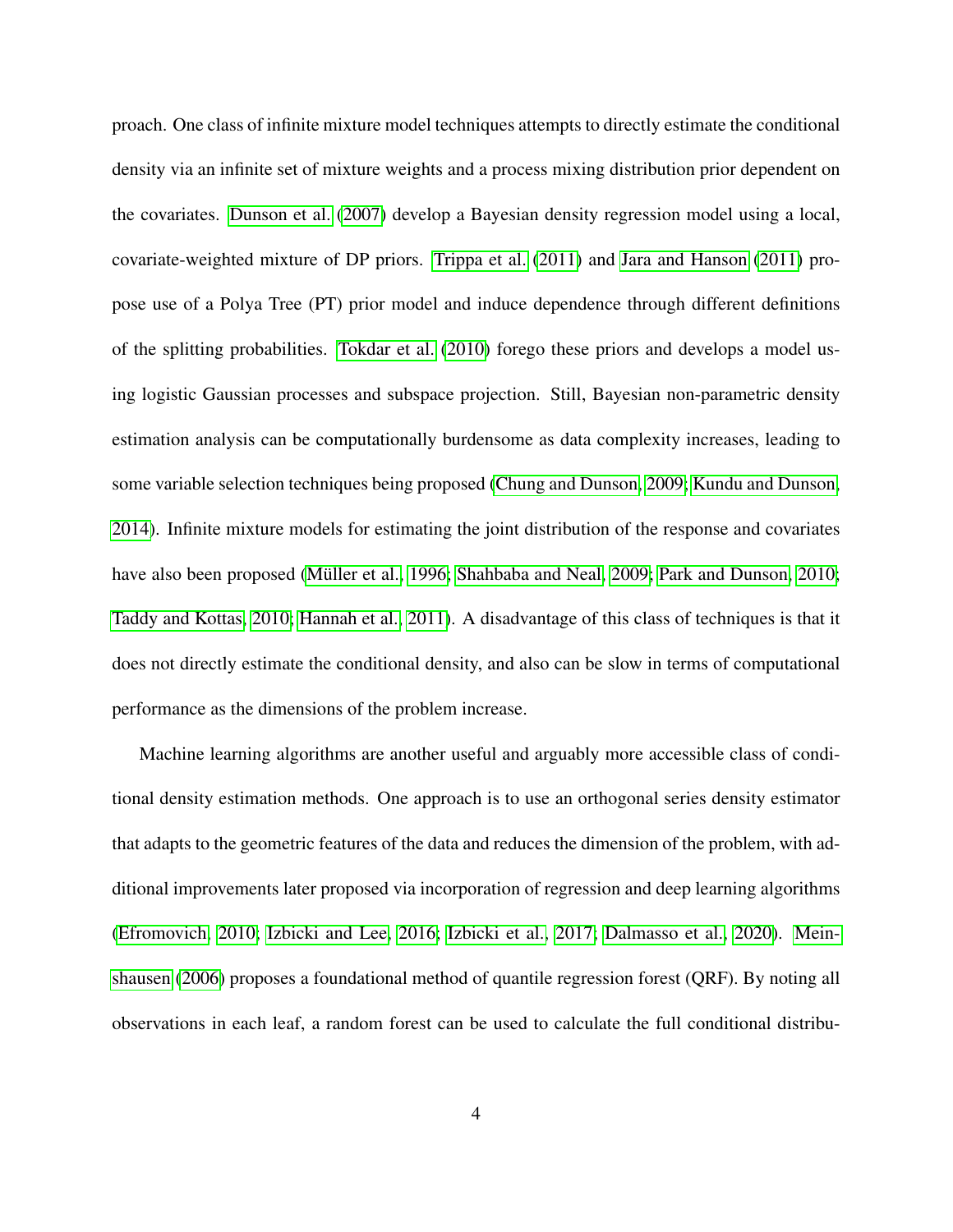proach. One class of infinite mixture model techniques attempts to directly estimate the conditional density via an infinite set of mixture weights and a process mixing distribution prior dependent on the covariates. Dunson et al. (2007) develop a Bayesian density regression model using a local, covariate-weighted mixture of DP priors. Trippa et al. (2011) and Jara and Hanson (2011) propose use of a Polya Tree (PT) prior model and induce dependence through different definitions of the splitting probabilities. Tokdar et al. (2010) forego these priors and develops a model using logistic Gaussian processes and subspace projection. Still, Bayesian non-parametric density estimation analysis can be computationally burdensome as data complexity increases, leading to some variable selection techniques being proposed (Chung and Dunson, 2009; Kundu and Dunson, 2014). Infinite mixture models for estimating the joint distribution of the response and covariates have also been proposed (Müller et al., 1996; Shahbaba and Neal, 2009; Park and Dunson, 2010; Taddy and Kottas, 2010; Hannah et al., 2011). A disadvantage of this class of techniques is that it does not directly estimate the conditional density, and also can be slow in terms of computational performance as the dimensions of the problem increase.

Machine learning algorithms are another useful and arguably more accessible class of conditional density estimation methods. One approach is to use an orthogonal series density estimator that adapts to the geometric features of the data and reduces the dimension of the problem, with additional improvements later proposed via incorporation of regression and deep learning algorithms (Efromovich, 2010; Izbicki and Lee, 2016; Izbicki et al., 2017; Dalmasso et al., 2020). Meinshausen (2006) proposes a foundational method of quantile regression forest (QRF). By noting all observations in each leaf, a random forest can be used to calculate the full conditional distribu-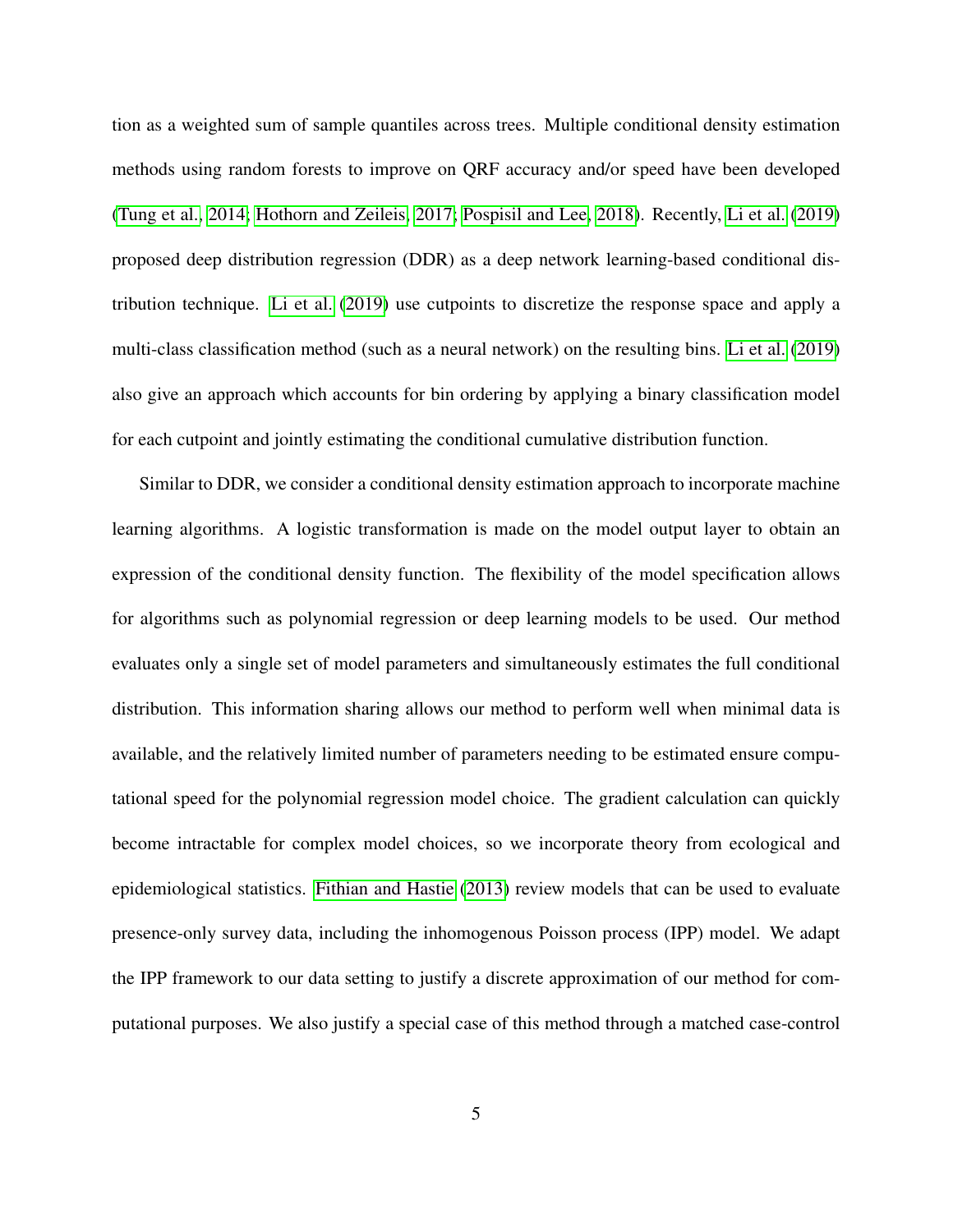tion as a weighted sum of sample quantiles across trees. Multiple conditional density estimation methods using random forests to improve on QRF accuracy and/or speed have been developed (Tung et al., 2014; Hothorn and Zeileis, 2017; Pospisil and Lee, 2018). Recently, Li et al. (2019) proposed deep distribution regression (DDR) as a deep network learning-based conditional distribution technique. Li et al. (2019) use cutpoints to discretize the response space and apply a multi-class classification method (such as a neural network) on the resulting bins. Li et al. (2019) also give an approach which accounts for bin ordering by applying a binary classification model for each cutpoint and jointly estimating the conditional cumulative distribution function.

Similar to DDR, we consider a conditional density estimation approach to incorporate machine learning algorithms. A logistic transformation is made on the model output layer to obtain an expression of the conditional density function. The flexibility of the model specification allows for algorithms such as polynomial regression or deep learning models to be used. Our method evaluates only a single set of model parameters and simultaneously estimates the full conditional distribution. This information sharing allows our method to perform well when minimal data is available, and the relatively limited number of parameters needing to be estimated ensure computational speed for the polynomial regression model choice. The gradient calculation can quickly become intractable for complex model choices, so we incorporate theory from ecological and epidemiological statistics. Fithian and Hastie (2013) review models that can be used to evaluate presence-only survey data, including the inhomogenous Poisson process (IPP) model. We adapt the IPP framework to our data setting to justify a discrete approximation of our method for computational purposes. We also justify a special case of this method through a matched case-control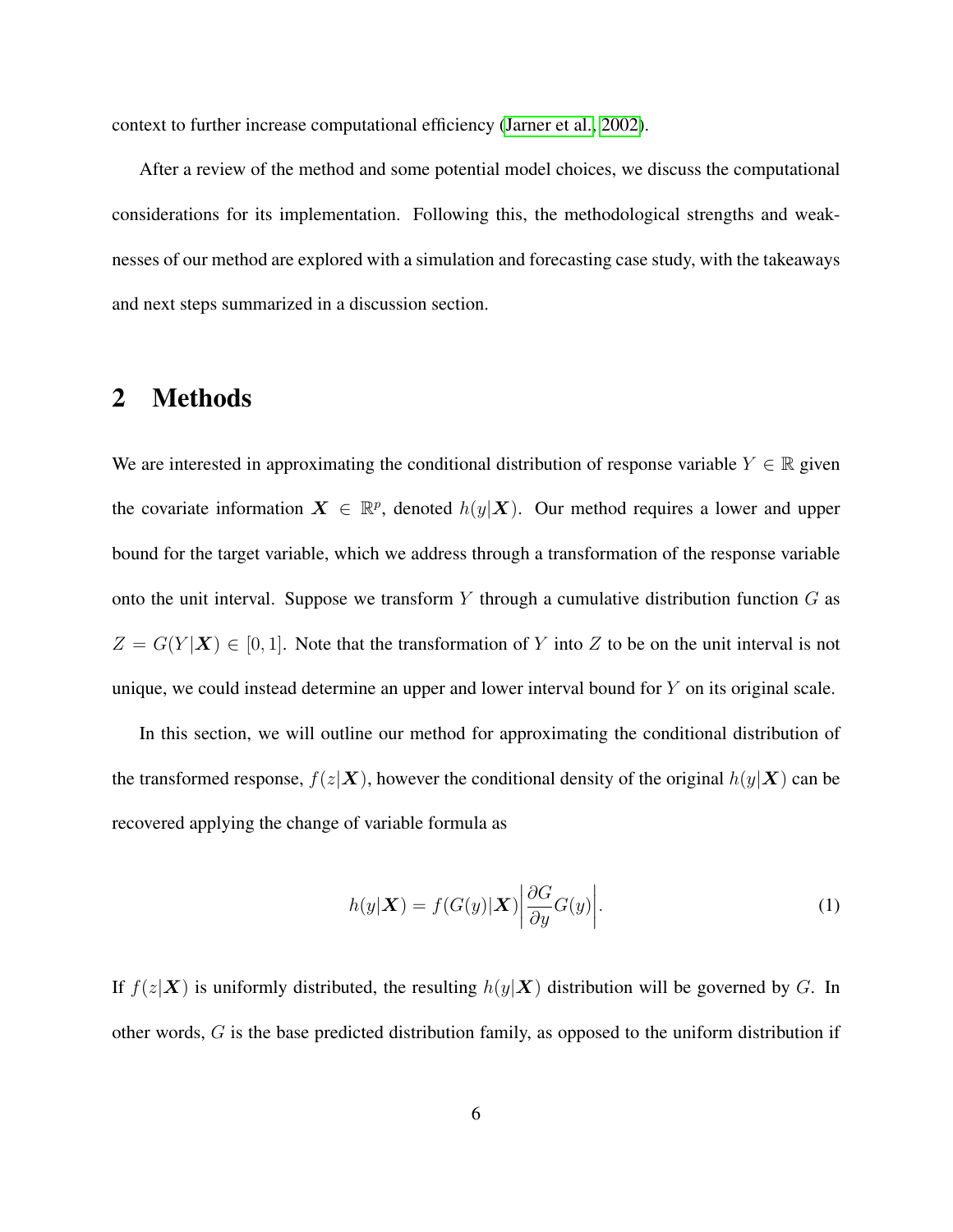context to further increase computational efficiency (Jarner et al., 2002).

After a review of the method and some potential model choices, we discuss the computational considerations for its implementation. Following this, the methodological strengths and weaknesses of our method are explored with a simulation and forecasting case study, with the takeaways and next steps summarized in a discussion section.

# 2 Methods

We are interested in approximating the conditional distribution of response variable $Y \in \mathbb{R}$ given the covariate information $\boldsymbol{X} \in \mathbb{R}^p$, denoted $h(y|\boldsymbol{X})$. Our method requires a lower and upper bound for the target variable, which we address through a transformation of the response variable onto the unit interval. Suppose we transform $Y$ through a cumulative distribution function $G$ as $Z = G(Y|\boldsymbol{X}) \in [0, 1]$. Note that the transformation of $Y$ into $Z$ to be on the unit interval is not unique, we could instead determine an upper and lower interval bound for $Y$ on its original scale.

In this section, we will outline our method for approximating the conditional distribution of the transformed response, $f(z|\boldsymbol{X})$, however the conditional density of the original $h(y|\boldsymbol{X})$ can be recovered applying the change of variable formula as

$$h(y|\boldsymbol{X}) = f(G(y)|\boldsymbol{X})\left|\frac{\partial G}{\partial y}G(y)\right|. \tag{1}$$

If $f(z|\boldsymbol{X})$ is uniformly distributed, the resulting $h(y|\boldsymbol{X})$ distribution will be governed by $G$. In other words, $G$ is the base predicted distribution family, as opposed to the uniform distribution if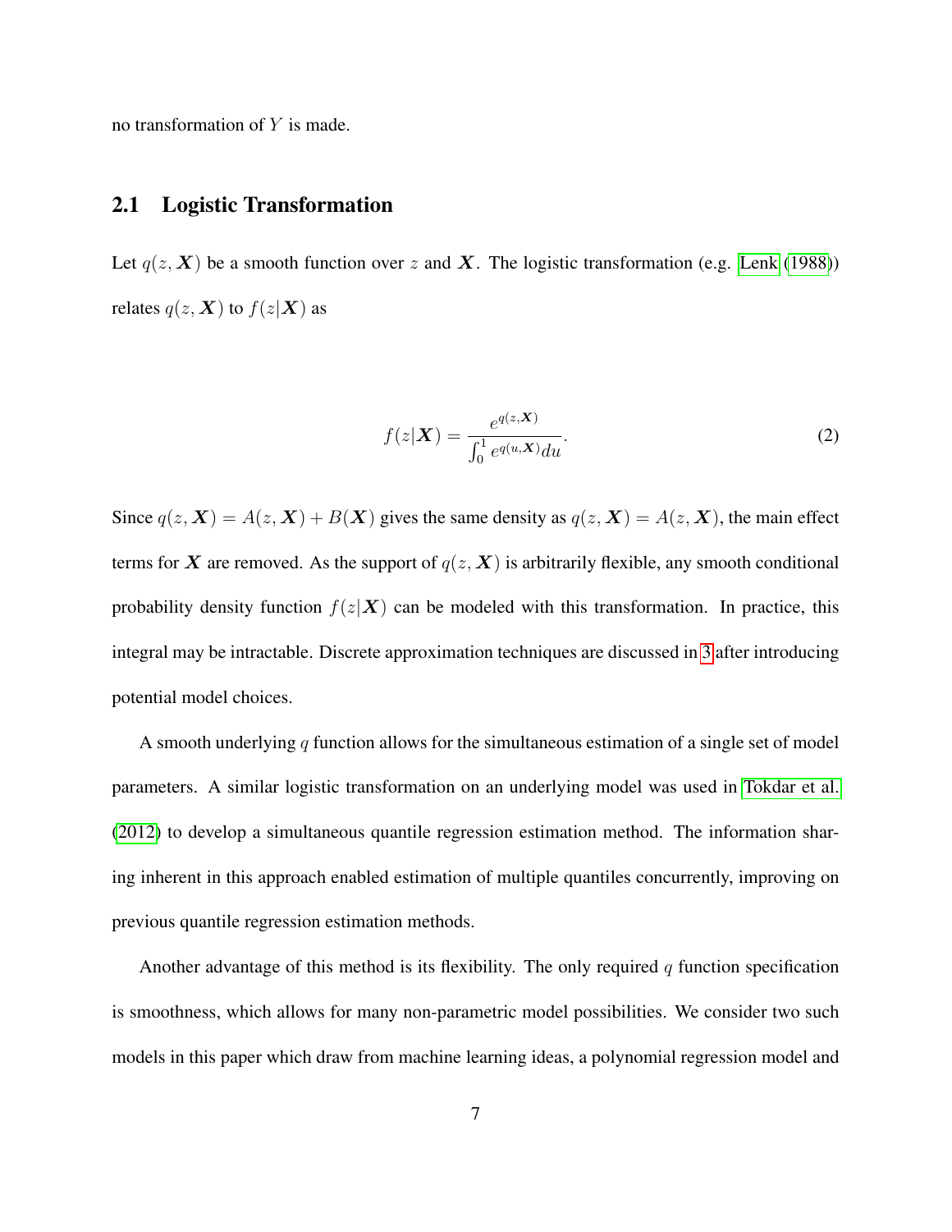no transformation of $Y$ is made.

## 2.1 Logistic Transformation

Let $q(z, \boldsymbol{X})$ be a smooth function over $z$ and $\boldsymbol{X}$. The logistic transformation (e.g. Lenk (1988)) relates $q(z, \boldsymbol{X})$ to $f(z|\boldsymbol{X})$ as

$$f(z|\boldsymbol{X}) = \frac{e^{q(z,\boldsymbol{X})}}{\int_0^1 e^{q(u,\boldsymbol{X})} du}. \tag{2}$$

Since $q(z, \boldsymbol{X}) = A(z, \boldsymbol{X}) + B(\boldsymbol{X})$ gives the same density as $q(z, \boldsymbol{X}) = A(z, \boldsymbol{X})$, the main effect terms for $\boldsymbol{X}$ are removed. As the support of $q(z, \boldsymbol{X})$ is arbitrarily flexible, any smooth conditional probability density function $f(z|\boldsymbol{X})$ can be modeled with this transformation. In practice, this integral may be intractable. Discrete approximation techniques are discussed in 3 after introducing potential model choices.

A smooth underlying $q$ function allows for the simultaneous estimation of a single set of model parameters. A similar logistic transformation on an underlying model was used in Tokdar et al. (2012) to develop a simultaneous quantile regression estimation method. The information sharing inherent in this approach enabled estimation of multiple quantiles concurrently, improving on previous quantile regression estimation methods.

Another advantage of this method is its flexibility. The only required $q$ function specification is smoothness, which allows for many non-parametric model possibilities. We consider two such models in this paper which draw from machine learning ideas, a polynomial regression model and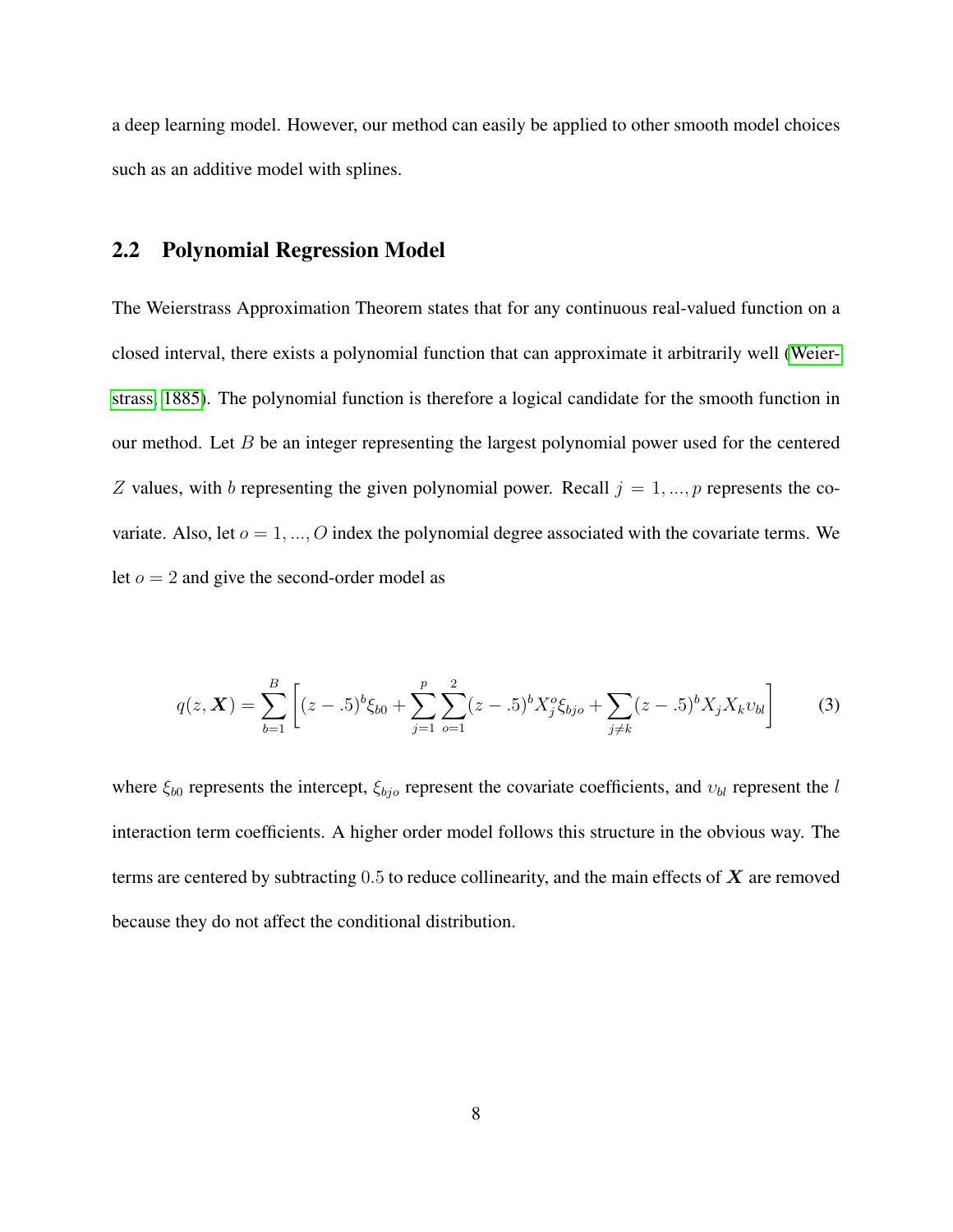a deep learning model. However, our method can easily be applied to other smooth model choices such as an additive model with splines.

## 2.2 Polynomial Regression Model

The Weierstrass Approximation Theorem states that for any continuous real-valued function on a closed interval, there exists a polynomial function that can approximate it arbitrarily well (Weierstrass, 1885). The polynomial function is therefore a logical candidate for the smooth function in our method. Let $B$ be an integer representing the largest polynomial power used for the centered $Z$ values, with $b$ representing the given polynomial power. Recall $j = 1, ..., p$ represents the covariate. Also, let $o = 1, ..., O$ index the polynomial degree associated with the covariate terms. We let $o = 2$ and give the second-order model as

$$q(z, \boldsymbol{X}) = \sum_{b=1}^{B} \left[ (z - .5)^b \xi_{b0} + \sum_{j=1}^{p} \sum_{o=1}^{2} (z - .5)^b X_j^o \xi_{bjo} + \sum_{j \neq k} (z - .5)^b X_j X_k \upsilon_{bl} \right] \tag{3}$$

where $\xi_{b0}$ represents the intercept, $\xi_{bjo}$ represent the covariate coefficients, and $\upsilon_{bl}$ represent the $l$ interaction term coefficients. A higher order model follows this structure in the obvious way. The terms are centered by subtracting $0.5$ to reduce collinearity, and the main effects of $\boldsymbol{X}$ are removed because they do not affect the conditional distribution.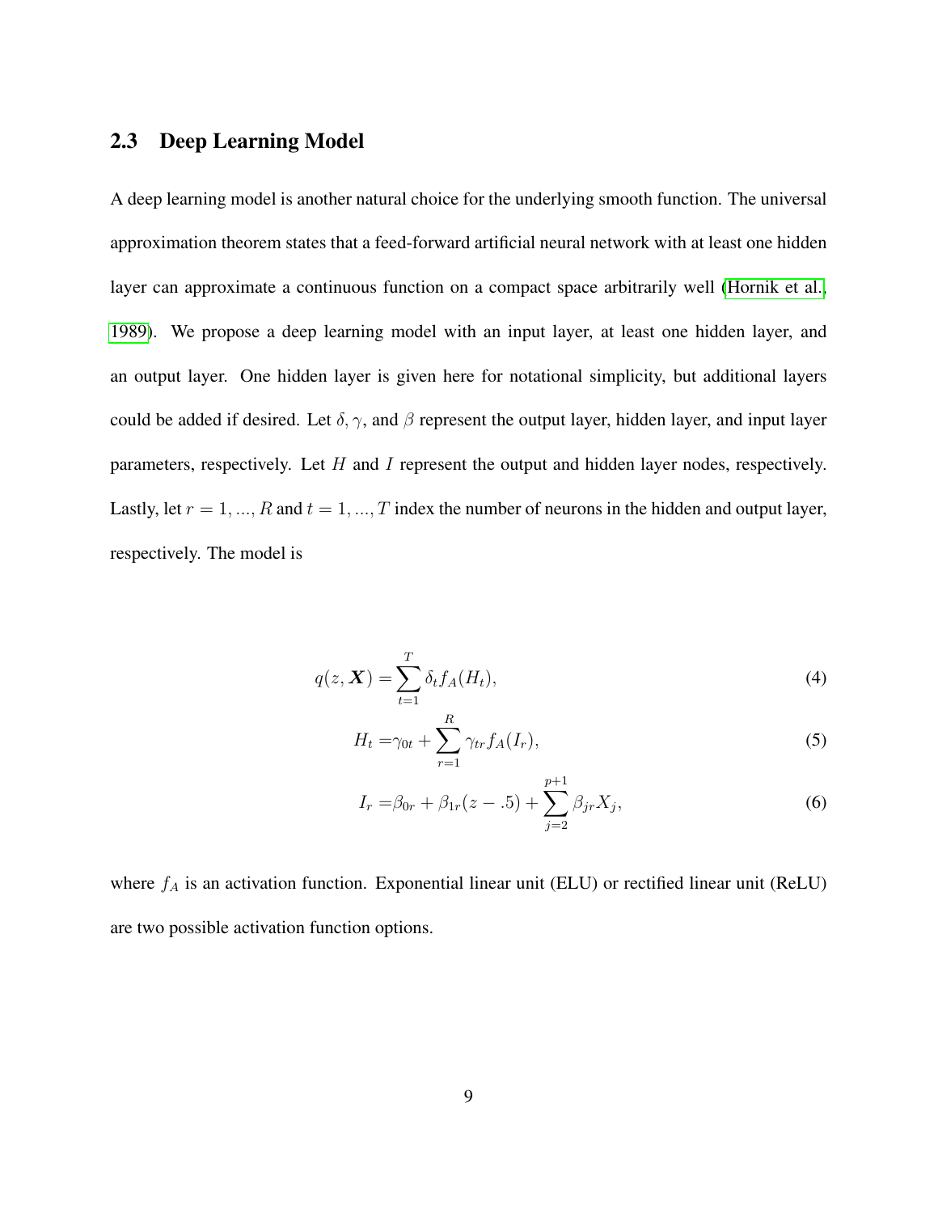### 2.3 Deep Learning Model

A deep learning model is another natural choice for the underlying smooth function. The universal approximation theorem states that a feed-forward artificial neural network with at least one hidden layer can approximate a continuous function on a compact space arbitrarily well (Hornik et al., 1989). We propose a deep learning model with an input layer, at least one hidden layer, and an output layer. One hidden layer is given here for notational simplicity, but additional layers could be added if desired. Let $\delta, \gamma$, and $\beta$ represent the output layer, hidden layer, and input layer parameters, respectively. Let $H$ and $I$ represent the output and hidden layer nodes, respectively. Lastly, let $r = 1, ..., R$ and $t = 1, ..., T$ index the number of neurons in the hidden and output layer, respectively. The model is

$$q(z, \boldsymbol{X}) = \sum_{t=1}^{T} \delta_t f_A(H_t), \tag{4}$$

$$H_t = \gamma_{0t} + \sum_{r=1}^{R} \gamma_{tr} f_A(I_r), \tag{5}$$

$$I_r = \beta_{0r} + \beta_{1r}(z - .5) + \sum_{j=2}^{p+1} \beta_{jr} X_j, \tag{6}$$

where $f_A$ is an activation function. Exponential linear unit (ELU) or rectified linear unit (ReLU) are two possible activation function options.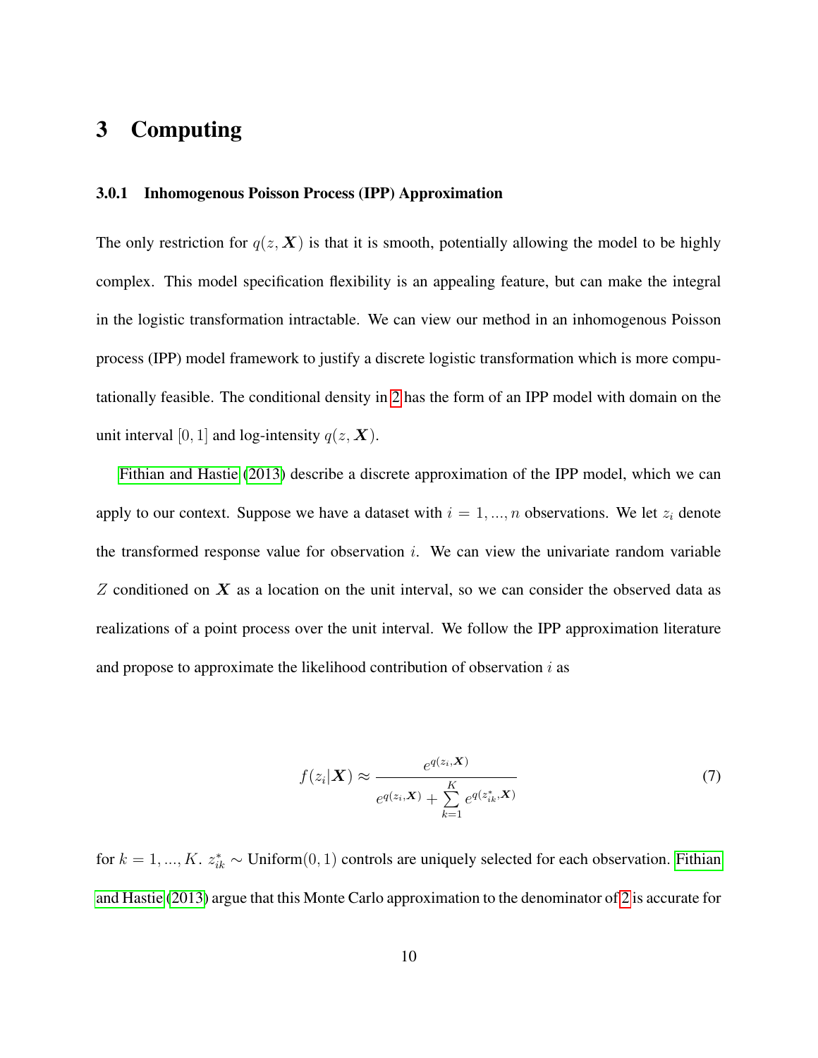# 3 Computing

#### 3.0.1 Inhomogenous Poisson Process (IPP) Approximation

The only restriction for $q(z, \boldsymbol{X})$ is that it is smooth, potentially allowing the model to be highly complex. This model specification flexibility is an appealing feature, but can make the integral in the logistic transformation intractable. We can view our method in an inhomogenous Poisson process (IPP) model framework to justify a discrete logistic transformation which is more computationally feasible. The conditional density in 2 has the form of an IPP model with domain on the unit interval $[0, 1]$ and log-intensity $q(z, \boldsymbol{X})$.

Fithian and Hastie (2013) describe a discrete approximation of the IPP model, which we can apply to our context. Suppose we have a dataset with $i = 1, ..., n$ observations. We let $z_i$ denote the transformed response value for observation $i$. We can view the univariate random variable $Z$ conditioned on $\boldsymbol{X}$ as a location on the unit interval, so we can consider the observed data as realizations of a point process over the unit interval. We follow the IPP approximation literature and propose to approximate the likelihood contribution of observation $i$ as

$$
f(z_i|\boldsymbol{X}) \approx \frac{e^{q(z_i,\boldsymbol{X})}}{e^{q(z_i,\boldsymbol{X})} + \sum_{k=1}^{K} e^{q(z_{ik}^*,\boldsymbol{X})}} \tag{7}
$$

for $k = 1, ..., K$. $z_{ik}^* \sim \text{Uniform}(0, 1)$ controls are uniquely selected for each observation. Fithian and Hastie (2013) argue that this Monte Carlo approximation to the denominator of 2 is accurate for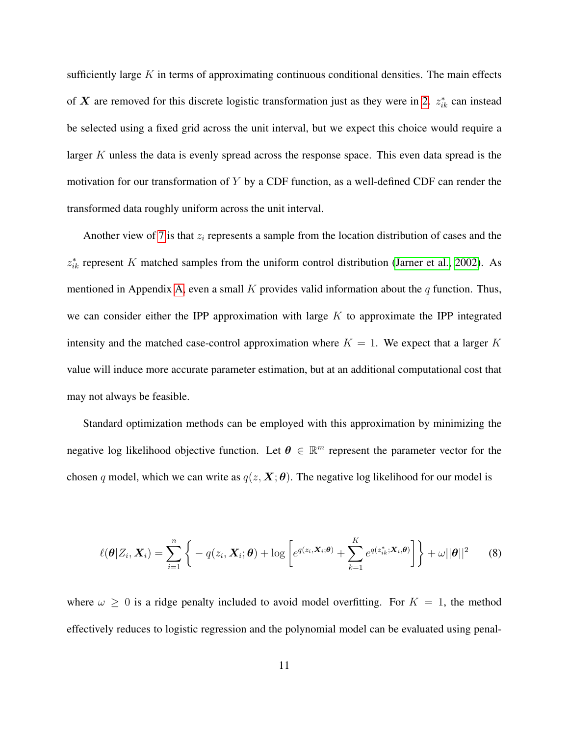sufficiently large $K$ in terms of approximating continuous conditional densities. The main effects of $\boldsymbol{X}$ are removed for this discrete logistic transformation just as they were in 2. $z^*_{ik}$ can instead be selected using a fixed grid across the unit interval, but we expect this choice would require a larger $K$ unless the data is evenly spread across the response space. This even data spread is the motivation for our transformation of $Y$ by a CDF function, as a well-defined CDF can render the transformed data roughly uniform across the unit interval.

Another view of 7 is that $z_i$ represents a sample from the location distribution of cases and the $z^*_{ik}$ represent $K$ matched samples from the uniform control distribution (Jarner et al., 2002). As mentioned in Appendix A, even a small $K$ provides valid information about the $q$ function. Thus, we can consider either the IPP approximation with large $K$ to approximate the IPP integrated intensity and the matched case-control approximation where $K = 1$. We expect that a larger $K$ value will induce more accurate parameter estimation, but at an additional computational cost that may not always be feasible.

Standard optimization methods can be employed with this approximation by minimizing the negative log likelihood objective function. Let $\boldsymbol{\theta} \in \mathbb{R}^m$ represent the parameter vector for the chosen $q$ model, which we can write as $q(z, \boldsymbol{X}; \boldsymbol{\theta})$. The negative log likelihood for our model is

$$\ell(\boldsymbol{\theta}|Z_i, \boldsymbol{X}_i) = \sum_{i=1}^{n} \left\{ -q(z_i, \boldsymbol{X}_i; \boldsymbol{\theta}) + \log\left[ e^{q(z_i, \boldsymbol{X}_i; \boldsymbol{\theta})} + \sum_{k=1}^{K} e^{q(z^*_{ik}; \boldsymbol{X}_i, \boldsymbol{\theta})} \right] \right\} + \omega ||\boldsymbol{\theta}||^2 \tag{8}$$

where $\omega \geq 0$ is a ridge penalty included to avoid model overfitting. For $K = 1$, the method effectively reduces to logistic regression and the polynomial model can be evaluated using penal-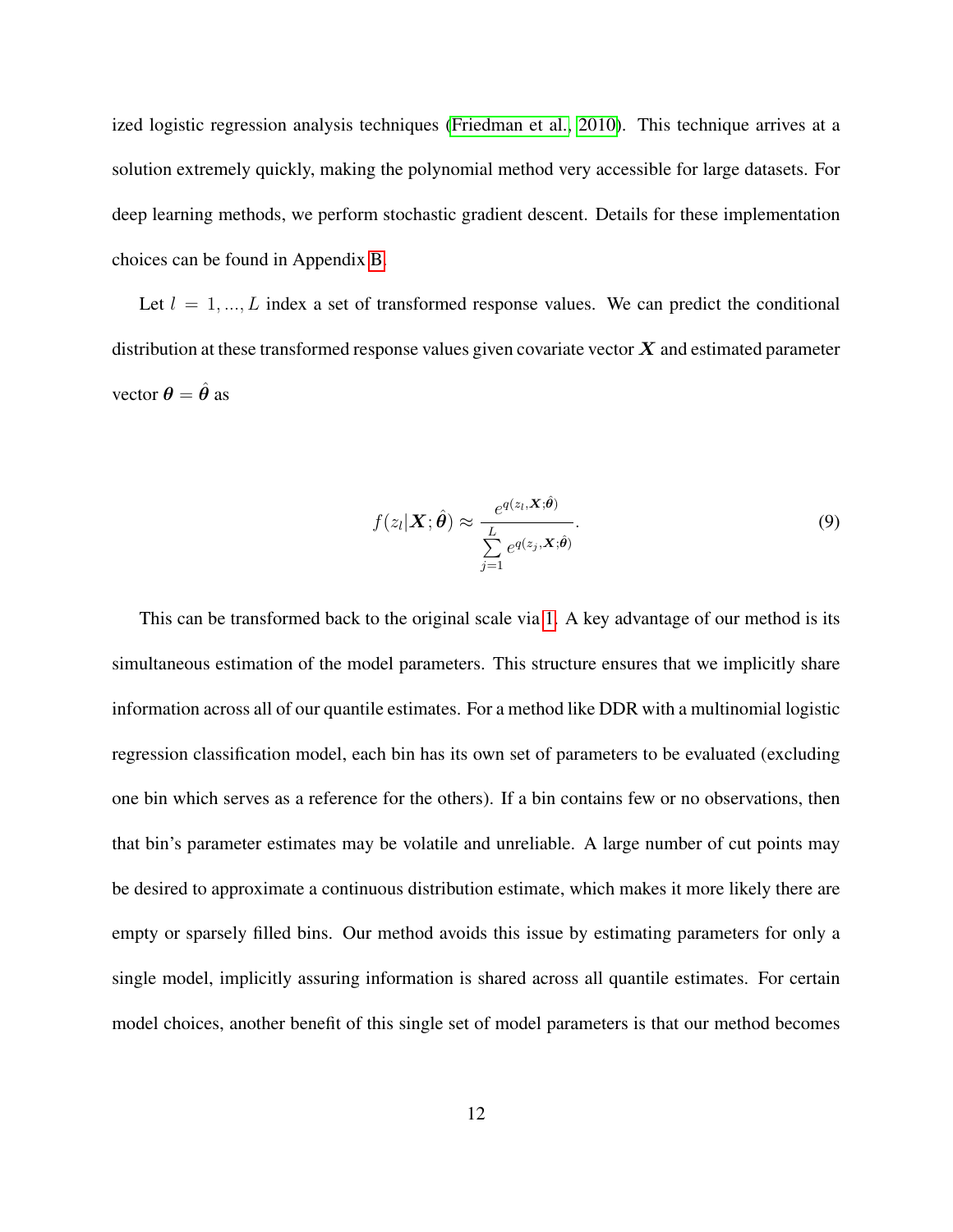ized logistic regression analysis techniques (Friedman et al., 2010). This technique arrives at a solution extremely quickly, making the polynomial method very accessible for large datasets. For deep learning methods, we perform stochastic gradient descent. Details for these implementation choices can be found in Appendix B.

Let $l = 1, ..., L$ index a set of transformed response values. We can predict the conditional distribution at these transformed response values given covariate vector $\boldsymbol{X}$ and estimated parameter vector $\boldsymbol{\theta} = \hat{\boldsymbol{\theta}}$ as

$$f(z_l|\boldsymbol{X}; \hat{\boldsymbol{\theta}}) \approx \frac{e^{q(z_l, \boldsymbol{X}; \hat{\boldsymbol{\theta}})}}{\sum_{j=1}^{L} e^{q(z_j, \boldsymbol{X}; \hat{\boldsymbol{\theta}})}}. \tag{9}$$

This can be transformed back to the original scale via 1. A key advantage of our method is its simultaneous estimation of the model parameters. This structure ensures that we implicitly share information across all of our quantile estimates. For a method like DDR with a multinomial logistic regression classification model, each bin has its own set of parameters to be evaluated (excluding one bin which serves as a reference for the others). If a bin contains few or no observations, then that bin's parameter estimates may be volatile and unreliable. A large number of cut points may be desired to approximate a continuous distribution estimate, which makes it more likely there are empty or sparsely filled bins. Our method avoids this issue by estimating parameters for only a single model, implicitly assuring information is shared across all quantile estimates. For certain model choices, another benefit of this single set of model parameters is that our method becomes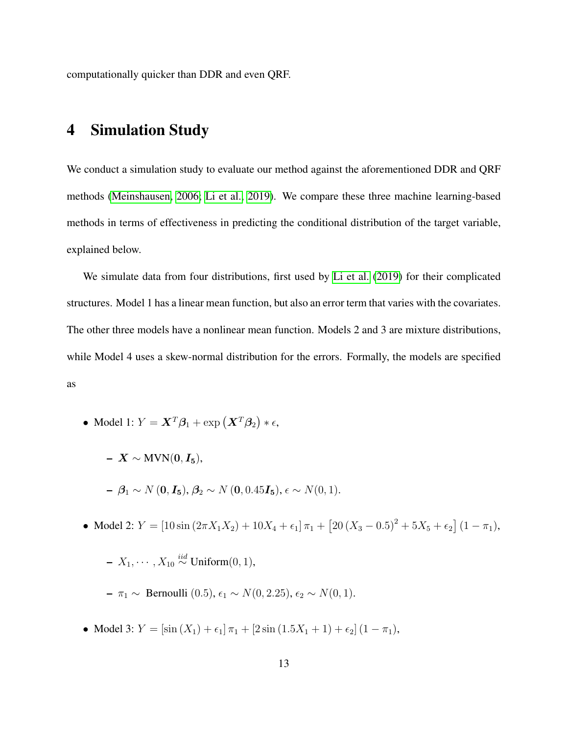computationally quicker than DDR and even QRF.

# 4 Simulation Study

We conduct a simulation study to evaluate our method against the aforementioned DDR and QRF methods (Meinshausen, 2006; Li et al., 2019). We compare these three machine learning-based methods in terms of effectiveness in predicting the conditional distribution of the target variable, explained below.

We simulate data from four distributions, first used by Li et al. (2019) for their complicated structures. Model 1 has a linear mean function, but also an error term that varies with the covariates. The other three models have a nonlinear mean function. Models 2 and 3 are mixture distributions, while Model 4 uses a skew-normal distribution for the errors. Formally, the models are specified as

- Model 1: $Y = \boldsymbol{X}^T\boldsymbol{\beta}_1 + \exp\left(\boldsymbol{X}^T\boldsymbol{\beta}_2\right) * \epsilon$,
  - $\boldsymbol{X} \sim \text{MVN}(\boldsymbol{0}, \boldsymbol{I_5})$,
  - $\boldsymbol{\beta}_1 \sim N\left(\boldsymbol{0}, \boldsymbol{I_5}\right)$, $\boldsymbol{\beta}_2 \sim N\left(\boldsymbol{0}, 0.45\boldsymbol{I_5}\right)$, $\epsilon \sim N(0, 1)$.
- Model 2: $Y = \left[10\sin\left(2\pi X_1 X_2\right) + 10X_4 + \epsilon_1\right]\pi_1 + \left[20\left(X_3 - 0.5\right)^2 + 5X_5 + \epsilon_2\right](1 - \pi_1)$,
  - $X_1, \cdots, X_{10} \stackrel{iid}{\sim} \text{Uniform}(0, 1)$,
  - $\pi_1 \sim$ Bernoulli $(0.5)$, $\epsilon_1 \sim N(0, 2.25)$, $\epsilon_2 \sim N(0, 1)$.
- Model 3: $Y = \left[\sin\left(X_1\right) + \epsilon_1\right]\pi_1 + \left[2\sin\left(1.5X_1 + 1\right) + \epsilon_2\right](1 - \pi_1)$,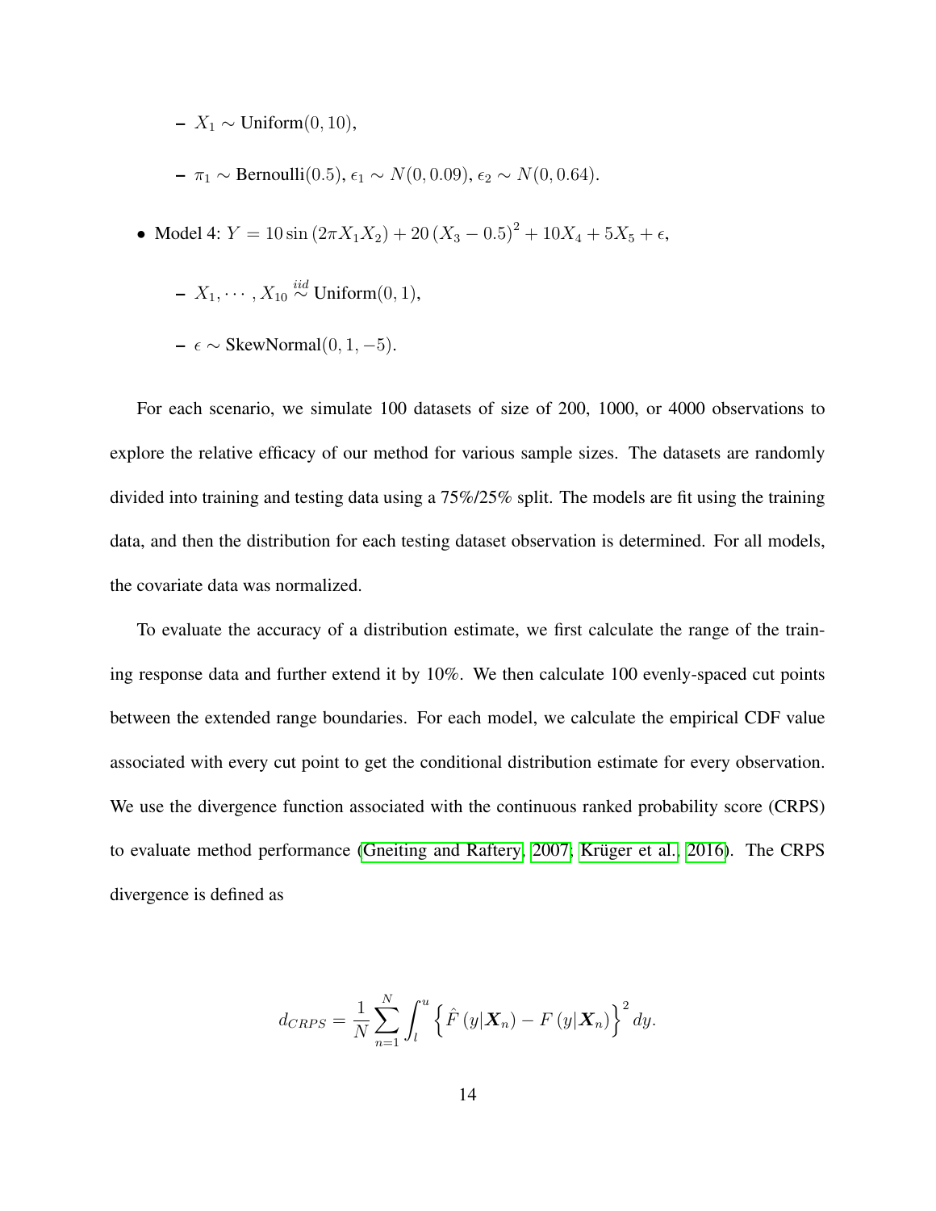- $X_1 \sim$ Uniform$(0, 10)$,
  - $\pi_1 \sim$ Bernoulli$(0.5)$, $\epsilon_1 \sim N(0, 0.09)$, $\epsilon_2 \sim N(0, 0.64)$.

- Model 4: $Y = 10\sin(2\pi X_1 X_2) + 20(X_3 - 0.5)^2 + 10X_4 + 5X_5 + \epsilon$,
  - $X_1, \cdots, X_{10} \overset{iid}{\sim}$ Uniform$(0, 1)$,
  - $\epsilon \sim$ SkewNormal$(0, 1, -5)$.

For each scenario, we simulate 100 datasets of size of 200, 1000, or 4000 observations to explore the relative efficacy of our method for various sample sizes. The datasets are randomly divided into training and testing data using a 75%/25% split. The models are fit using the training data, and then the distribution for each testing dataset observation is determined. For all models, the covariate data was normalized.

To evaluate the accuracy of a distribution estimate, we first calculate the range of the training response data and further extend it by 10%. We then calculate 100 evenly-spaced cut points between the extended range boundaries. For each model, we calculate the empirical CDF value associated with every cut point to get the conditional distribution estimate for every observation. We use the divergence function associated with the continuous ranked probability score (CRPS) to evaluate method performance (Gneiting and Raftery, 2007; Krüger et al., 2016). The CRPS divergence is defined as

$$d_{CRPS} = \frac{1}{N}\sum_{n=1}^{N}\int_{l}^{u}\left\{\hat{F}\left(y|\boldsymbol{X}_n\right) - F\left(y|\boldsymbol{X}_n\right)\right\}^2 dy.$$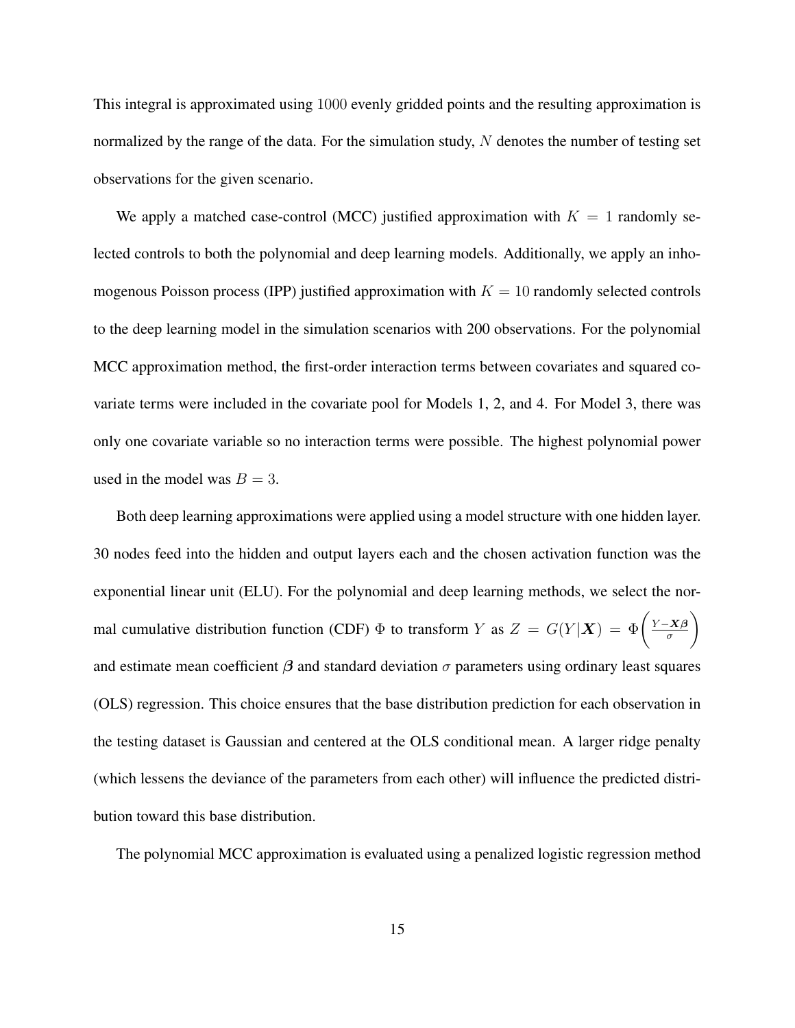This integral is approximated using $1000$ evenly gridded points and the resulting approximation is normalized by the range of the data. For the simulation study, $N$ denotes the number of testing set observations for the given scenario.

We apply a matched case-control (MCC) justified approximation with $K = 1$ randomly selected controls to both the polynomial and deep learning models. Additionally, we apply an inhomogenous Poisson process (IPP) justified approximation with $K = 10$ randomly selected controls to the deep learning model in the simulation scenarios with 200 observations. For the polynomial MCC approximation method, the first-order interaction terms between covariates and squared covariate terms were included in the covariate pool for Models 1, 2, and 4. For Model 3, there was only one covariate variable so no interaction terms were possible. The highest polynomial power used in the model was $B = 3$.

Both deep learning approximations were applied using a model structure with one hidden layer. 30 nodes feed into the hidden and output layers each and the chosen activation function was the exponential linear unit (ELU). For the polynomial and deep learning methods, we select the normal cumulative distribution function (CDF) $\Phi$ to transform $Y$ as $Z = G(Y|\boldsymbol{X}) = \Phi\left(\frac{Y-\boldsymbol{X}\boldsymbol{\beta}}{\sigma}\right)$ and estimate mean coefficient $\boldsymbol{\beta}$ and standard deviation $\sigma$ parameters using ordinary least squares (OLS) regression. This choice ensures that the base distribution prediction for each observation in the testing dataset is Gaussian and centered at the OLS conditional mean. A larger ridge penalty (which lessens the deviance of the parameters from each other) will influence the predicted distribution toward this base distribution.

The polynomial MCC approximation is evaluated using a penalized logistic regression method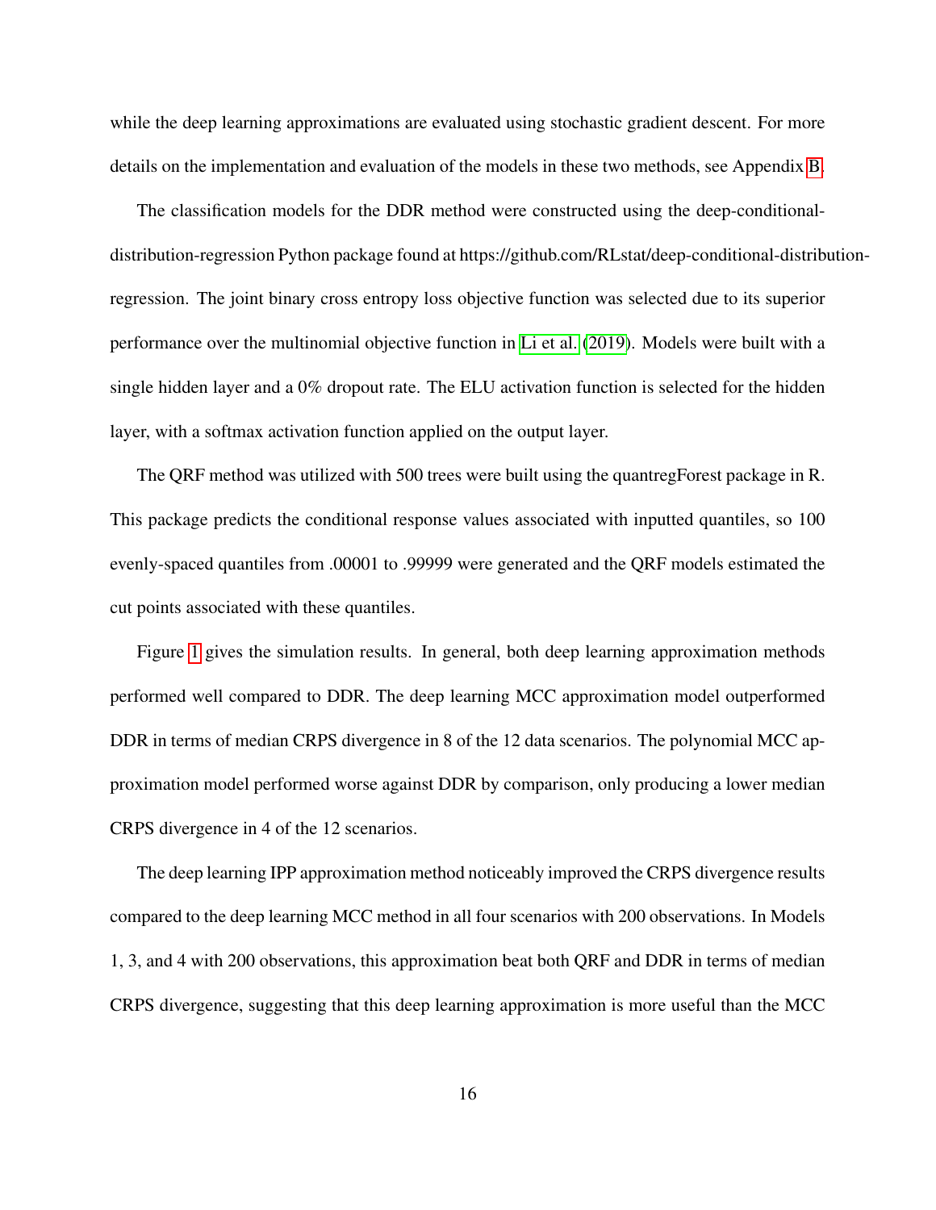while the deep learning approximations are evaluated using stochastic gradient descent. For more details on the implementation and evaluation of the models in these two methods, see Appendix B.

The classification models for the DDR method were constructed using the deep-conditional-distribution-regression Python package found at https://github.com/RLstat/deep-conditional-distribution-regression. The joint binary cross entropy loss objective function was selected due to its superior performance over the multinomial objective function in Li et al. (2019). Models were built with a single hidden layer and a 0% dropout rate. The ELU activation function is selected for the hidden layer, with a softmax activation function applied on the output layer.

The QRF method was utilized with 500 trees were built using the quantregForest package in R. This package predicts the conditional response values associated with inputted quantiles, so 100 evenly-spaced quantiles from .00001 to .99999 were generated and the QRF models estimated the cut points associated with these quantiles.

Figure 1 gives the simulation results. In general, both deep learning approximation methods performed well compared to DDR. The deep learning MCC approximation model outperformed DDR in terms of median CRPS divergence in 8 of the 12 data scenarios. The polynomial MCC approximation model performed worse against DDR by comparison, only producing a lower median CRPS divergence in 4 of the 12 scenarios.

The deep learning IPP approximation method noticeably improved the CRPS divergence results compared to the deep learning MCC method in all four scenarios with 200 observations. In Models 1, 3, and 4 with 200 observations, this approximation beat both QRF and DDR in terms of median CRPS divergence, suggesting that this deep learning approximation is more useful than the MCC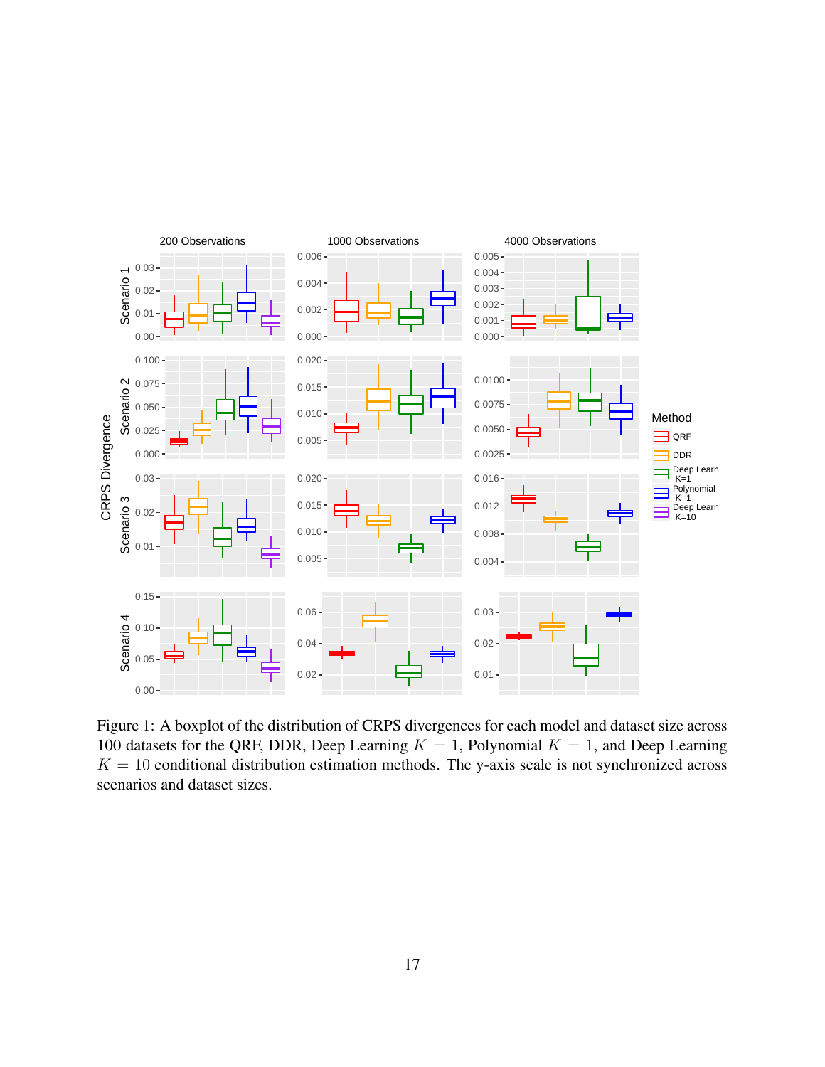Figure 1: A boxplot of the distribution of CRPS divergences for each model and dataset size across 100 datasets for the QRF, DDR, Deep Learning $K = 1$, Polynomial $K = 1$, and Deep Learning $K = 10$ conditional distribution estimation methods. The y-axis scale is not synchronized across scenarios and dataset sizes.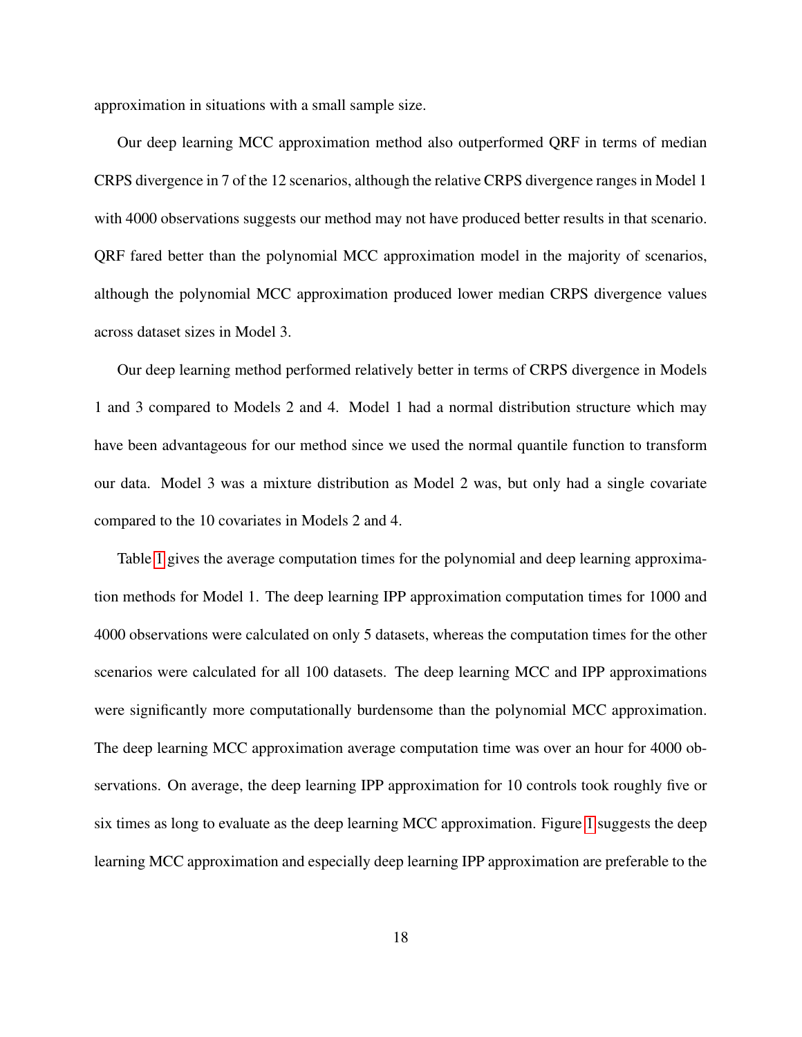approximation in situations with a small sample size.

Our deep learning MCC approximation method also outperformed QRF in terms of median CRPS divergence in 7 of the 12 scenarios, although the relative CRPS divergence ranges in Model 1 with 4000 observations suggests our method may not have produced better results in that scenario. QRF fared better than the polynomial MCC approximation model in the majority of scenarios, although the polynomial MCC approximation produced lower median CRPS divergence values across dataset sizes in Model 3.

Our deep learning method performed relatively better in terms of CRPS divergence in Models 1 and 3 compared to Models 2 and 4. Model 1 had a normal distribution structure which may have been advantageous for our method since we used the normal quantile function to transform our data. Model 3 was a mixture distribution as Model 2 was, but only had a single covariate compared to the 10 covariates in Models 2 and 4.

Table 1 gives the average computation times for the polynomial and deep learning approximation methods for Model 1. The deep learning IPP approximation computation times for 1000 and 4000 observations were calculated on only 5 datasets, whereas the computation times for the other scenarios were calculated for all 100 datasets. The deep learning MCC and IPP approximations were significantly more computationally burdensome than the polynomial MCC approximation. The deep learning MCC approximation average computation time was over an hour for 4000 observations. On average, the deep learning IPP approximation for 10 controls took roughly five or six times as long to evaluate as the deep learning MCC approximation. Figure 1 suggests the deep learning MCC approximation and especially deep learning IPP approximation are preferable to the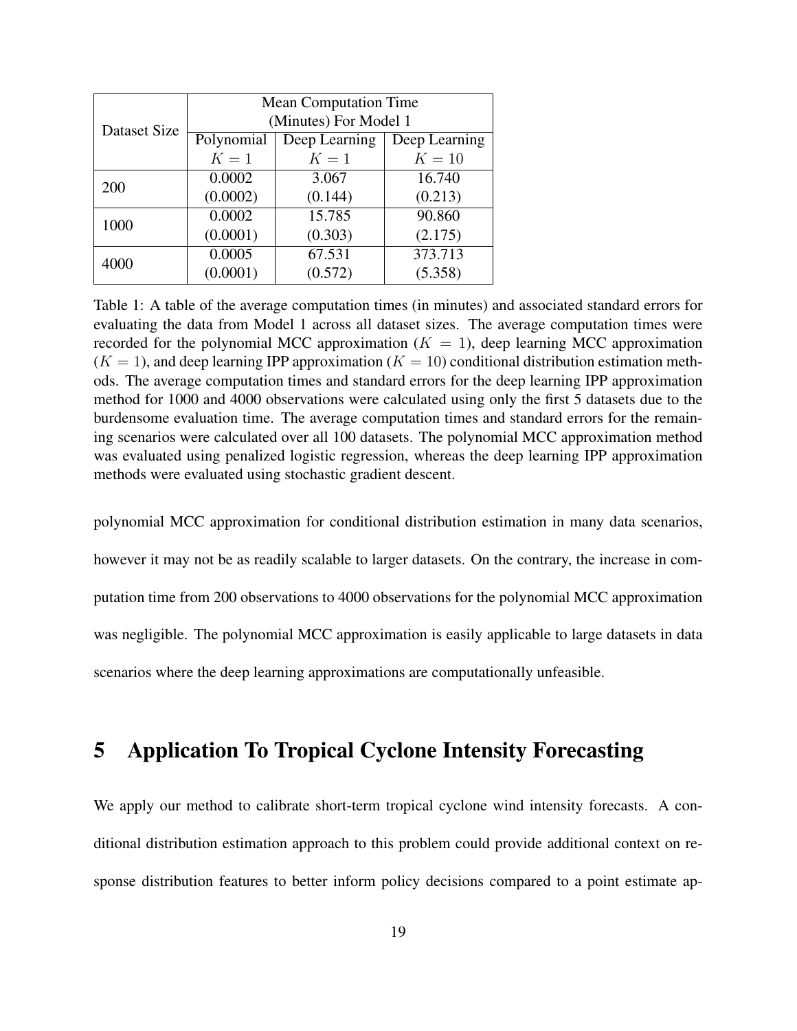| Dataset Size | Mean Computation Time (Minutes) For Model 1 | | |
|---|---|---|---|
| | Polynomial $K = 1$ | Deep Learning $K = 1$ | Deep Learning $K = 10$ |
| 200 | 0.0002 (0.0002) | 3.067 (0.144) | 16.740 (0.213) |
| 1000 | 0.0002 (0.0001) | 15.785 (0.303) | 90.860 (2.175) |
| 4000 | 0.0005 (0.0001) | 67.531 (0.572) | 373.713 (5.358) |

Table 1: A table of the average computation times (in minutes) and associated standard errors for evaluating the data from Model 1 across all dataset sizes. The average computation times were recorded for the polynomial MCC approximation ($K = 1$), deep learning MCC approximation ($K = 1$), and deep learning IPP approximation ($K = 10$) conditional distribution estimation methods. The average computation times and standard errors for the deep learning IPP approximation method for 1000 and 4000 observations were calculated using only the first 5 datasets due to the burdensome evaluation time. The average computation times and standard errors for the remaining scenarios were calculated over all 100 datasets. The polynomial MCC approximation method was evaluated using penalized logistic regression, whereas the deep learning IPP approximation methods were evaluated using stochastic gradient descent.

polynomial MCC approximation for conditional distribution estimation in many data scenarios, however it may not be as readily scalable to larger datasets. On the contrary, the increase in computation time from 200 observations to 4000 observations for the polynomial MCC approximation was negligible. The polynomial MCC approximation is easily applicable to large datasets in data scenarios where the deep learning approximations are computationally unfeasible.

# 5 Application To Tropical Cyclone Intensity Forecasting

We apply our method to calibrate short-term tropical cyclone wind intensity forecasts. A conditional distribution estimation approach to this problem could provide additional context on response distribution features to better inform policy decisions compared to a point estimate ap-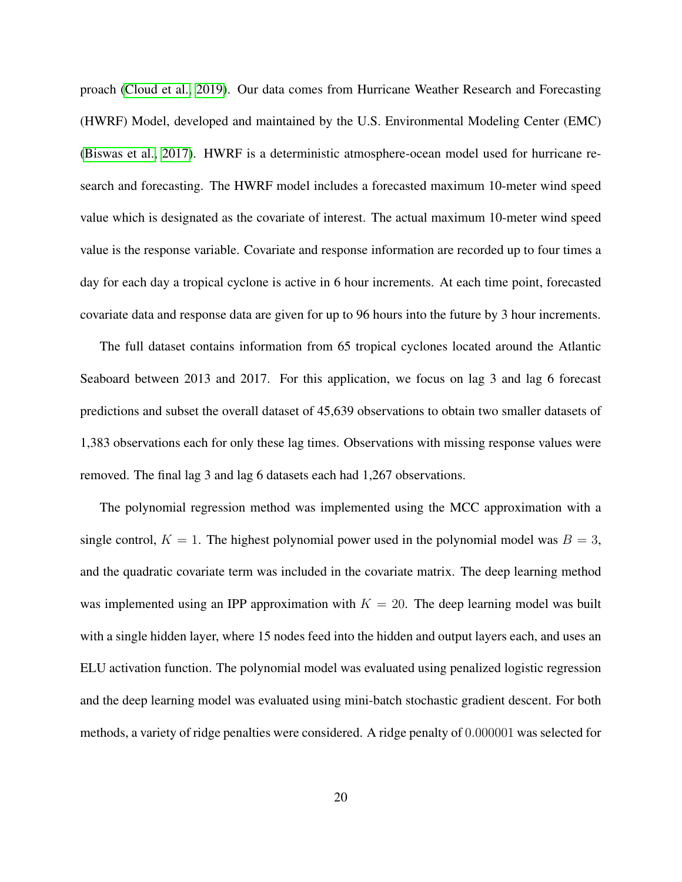proach (Cloud et al., 2019). Our data comes from Hurricane Weather Research and Forecasting (HWRF) Model, developed and maintained by the U.S. Environmental Modeling Center (EMC) (Biswas et al., 2017). HWRF is a deterministic atmosphere-ocean model used for hurricane research and forecasting. The HWRF model includes a forecasted maximum 10-meter wind speed value which is designated as the covariate of interest. The actual maximum 10-meter wind speed value is the response variable. Covariate and response information are recorded up to four times a day for each day a tropical cyclone is active in 6 hour increments. At each time point, forecasted covariate data and response data are given for up to 96 hours into the future by 3 hour increments.

The full dataset contains information from 65 tropical cyclones located around the Atlantic Seaboard between 2013 and 2017. For this application, we focus on lag 3 and lag 6 forecast predictions and subset the overall dataset of 45,639 observations to obtain two smaller datasets of 1,383 observations each for only these lag times. Observations with missing response values were removed. The final lag 3 and lag 6 datasets each had 1,267 observations.

The polynomial regression method was implemented using the MCC approximation with a single control, $K = 1$. The highest polynomial power used in the polynomial model was $B = 3$, and the quadratic covariate term was included in the covariate matrix. The deep learning method was implemented using an IPP approximation with $K = 20$. The deep learning model was built with a single hidden layer, where 15 nodes feed into the hidden and output layers each, and uses an ELU activation function. The polynomial model was evaluated using penalized logistic regression and the deep learning model was evaluated using mini-batch stochastic gradient descent. For both methods, a variety of ridge penalties were considered. A ridge penalty of $0.000001$ was selected for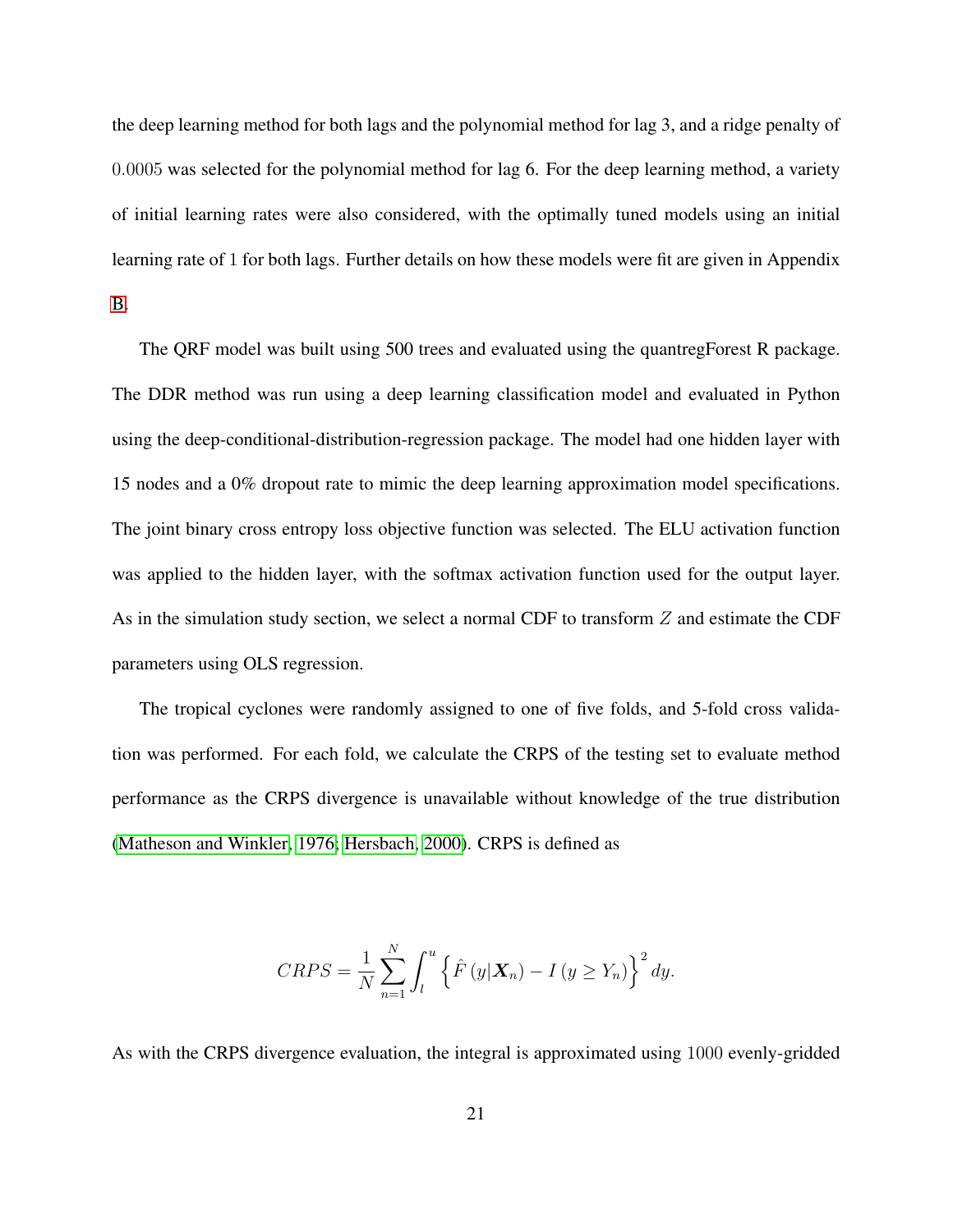the deep learning method for both lags and the polynomial method for lag 3, and a ridge penalty of $0.0005$ was selected for the polynomial method for lag 6. For the deep learning method, a variety of initial learning rates were also considered, with the optimally tuned models using an initial learning rate of $1$ for both lags. Further details on how these models were fit are given in Appendix B.

The QRF model was built using 500 trees and evaluated using the quantregForest R package. The DDR method was run using a deep learning classification model and evaluated in Python using the deep-conditional-distribution-regression package. The model had one hidden layer with 15 nodes and a 0% dropout rate to mimic the deep learning approximation model specifications. The joint binary cross entropy loss objective function was selected. The ELU activation function was applied to the hidden layer, with the softmax activation function used for the output layer. As in the simulation study section, we select a normal CDF to transform $Z$ and estimate the CDF parameters using OLS regression.

The tropical cyclones were randomly assigned to one of five folds, and 5-fold cross validation was performed. For each fold, we calculate the CRPS of the testing set to evaluate method performance as the CRPS divergence is unavailable without knowledge of the true distribution (Matheson and Winkler, 1976; Hersbach, 2000). CRPS is defined as

$$CRPS = \frac{1}{N} \sum_{n=1}^{N} \int_{l}^{u} \left\{ \hat{F}\left(y|\boldsymbol{X}_n\right) - I\left(y \geq Y_n\right) \right\}^2 dy.$$

As with the CRPS divergence evaluation, the integral is approximated using $1000$ evenly-gridded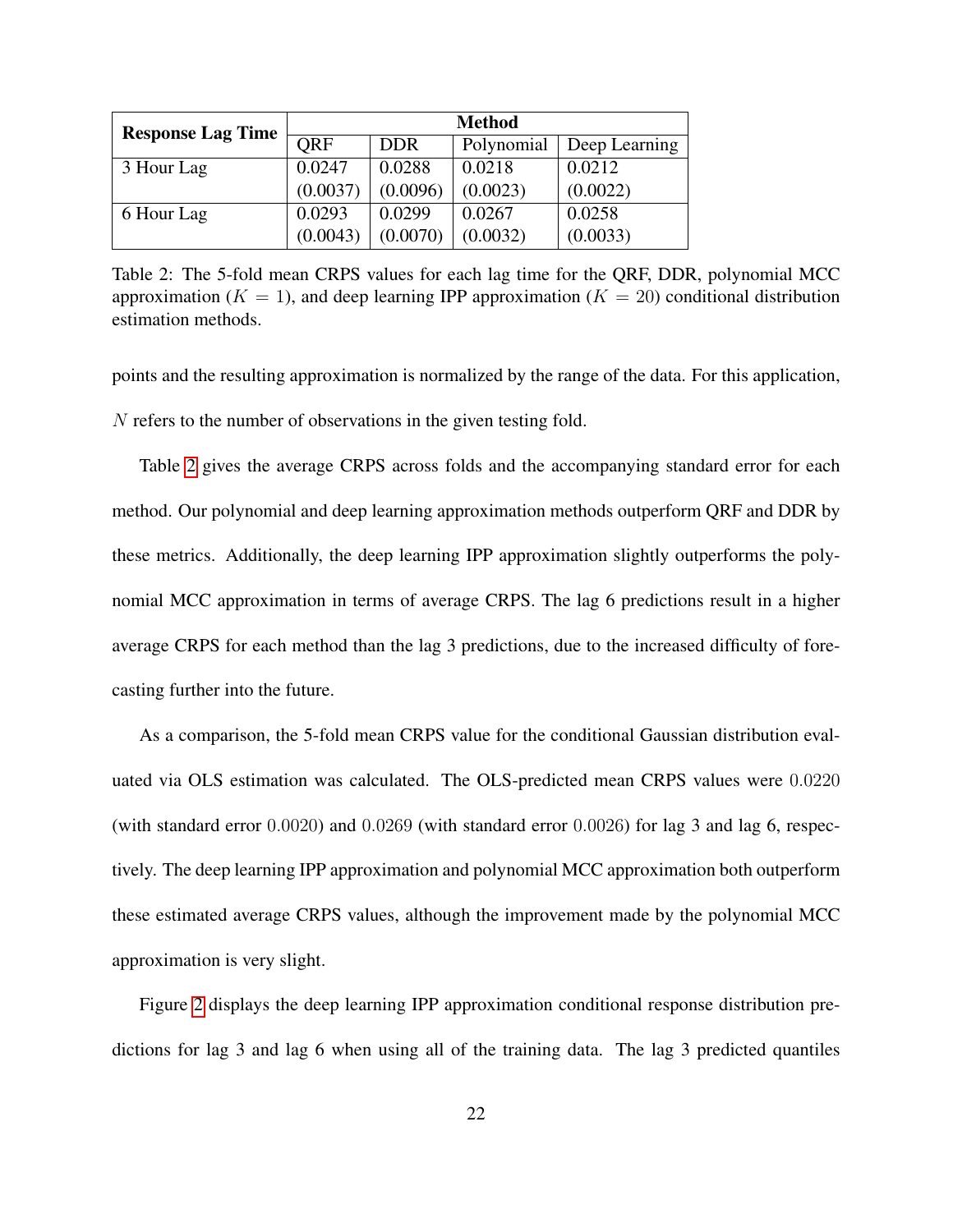| Response Lag Time | Method | | | |
|---|---|---|---|---|
| | QRF | DDR | Polynomial | Deep Learning |
| 3 Hour Lag | 0.0247 (0.0037) | 0.0288 (0.0096) | 0.0218 (0.0023) | 0.0212 (0.0022) |
| 6 Hour Lag | 0.0293 (0.0043) | 0.0299 (0.0070) | 0.0267 (0.0032) | 0.0258 (0.0033) |

Table 2: The 5-fold mean CRPS values for each lag time for the QRF, DDR, polynomial MCC approximation ($K = 1$), and deep learning IPP approximation ($K = 20$) conditional distribution estimation methods.

points and the resulting approximation is normalized by the range of the data. For this application, $N$ refers to the number of observations in the given testing fold.

Table 2 gives the average CRPS across folds and the accompanying standard error for each method. Our polynomial and deep learning approximation methods outperform QRF and DDR by these metrics. Additionally, the deep learning IPP approximation slightly outperforms the polynomial MCC approximation in terms of average CRPS. The lag 6 predictions result in a higher average CRPS for each method than the lag 3 predictions, due to the increased difficulty of forecasting further into the future.

As a comparison, the 5-fold mean CRPS value for the conditional Gaussian distribution evaluated via OLS estimation was calculated. The OLS-predicted mean CRPS values were $0.0220$ (with standard error $0.0020$) and $0.0269$ (with standard error $0.0026$) for lag 3 and lag 6, respectively. The deep learning IPP approximation and polynomial MCC approximation both outperform these estimated average CRPS values, although the improvement made by the polynomial MCC approximation is very slight.

Figure 2 displays the deep learning IPP approximation conditional response distribution predictions for lag 3 and lag 6 when using all of the training data. The lag 3 predicted quantiles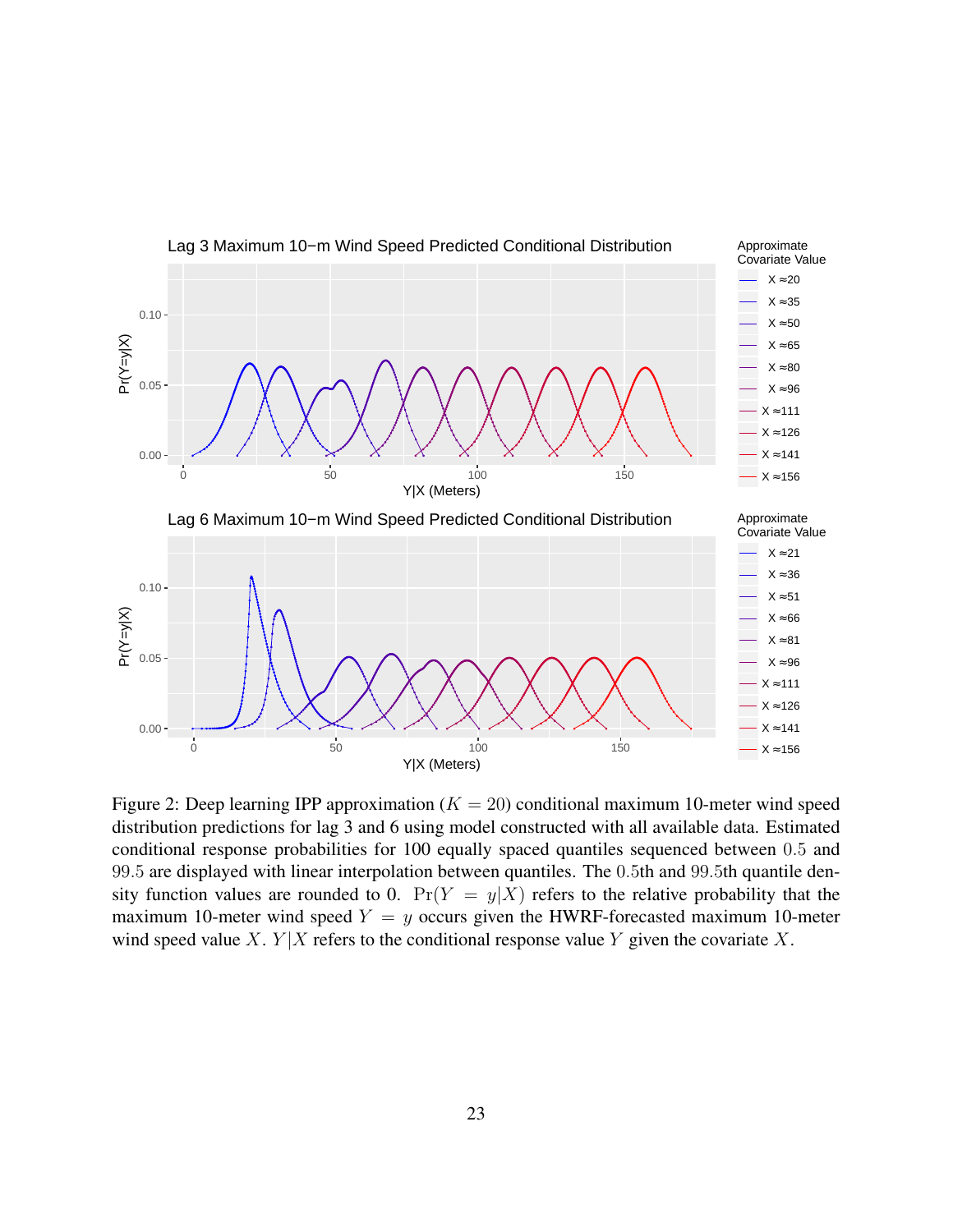Figure 2: Deep learning IPP approximation ($K = 20$) conditional maximum 10-meter wind speed distribution predictions for lag 3 and 6 using model constructed with all available data. Estimated conditional response probabilities for 100 equally spaced quantiles sequenced between 0.5 and 99.5 are displayed with linear interpolation between quantiles. The 0.5th and 99.5th quantile density function values are rounded to 0. $\Pr(Y = y|X)$ refers to the relative probability that the maximum 10-meter wind speed $Y = y$ occurs given the HWRF-forecasted maximum 10-meter wind speed value $X$. $Y|X$ refers to the conditional response value $Y$ given the covariate $X$.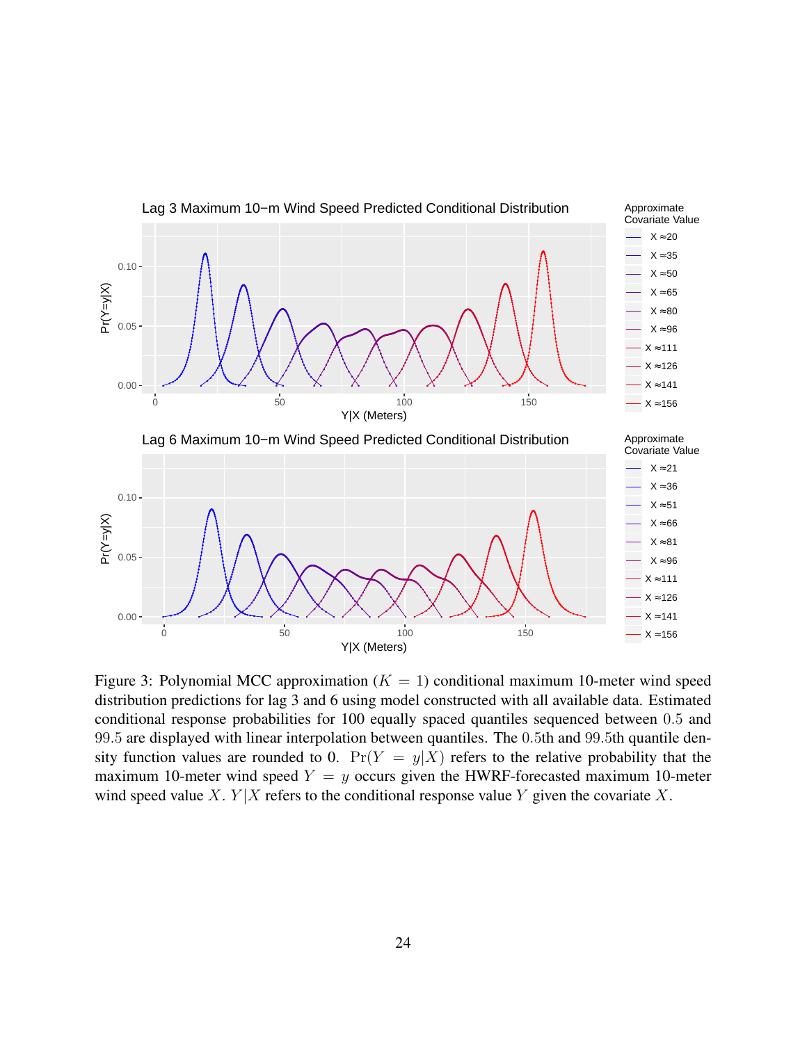Figure 3: Polynomial MCC approximation ($K = 1$) conditional maximum 10-meter wind speed distribution predictions for lag 3 and 6 using model constructed with all available data. Estimated conditional response probabilities for 100 equally spaced quantiles sequenced between 0.5 and 99.5 are displayed with linear interpolation between quantiles. The 0.5th and 99.5th quantile density function values are rounded to 0. $\Pr(Y = y|X)$ refers to the relative probability that the maximum 10-meter wind speed $Y = y$ occurs given the HWRF-forecasted maximum 10-meter wind speed value $X$. $Y|X$ refers to the conditional response value $Y$ given the covariate $X$.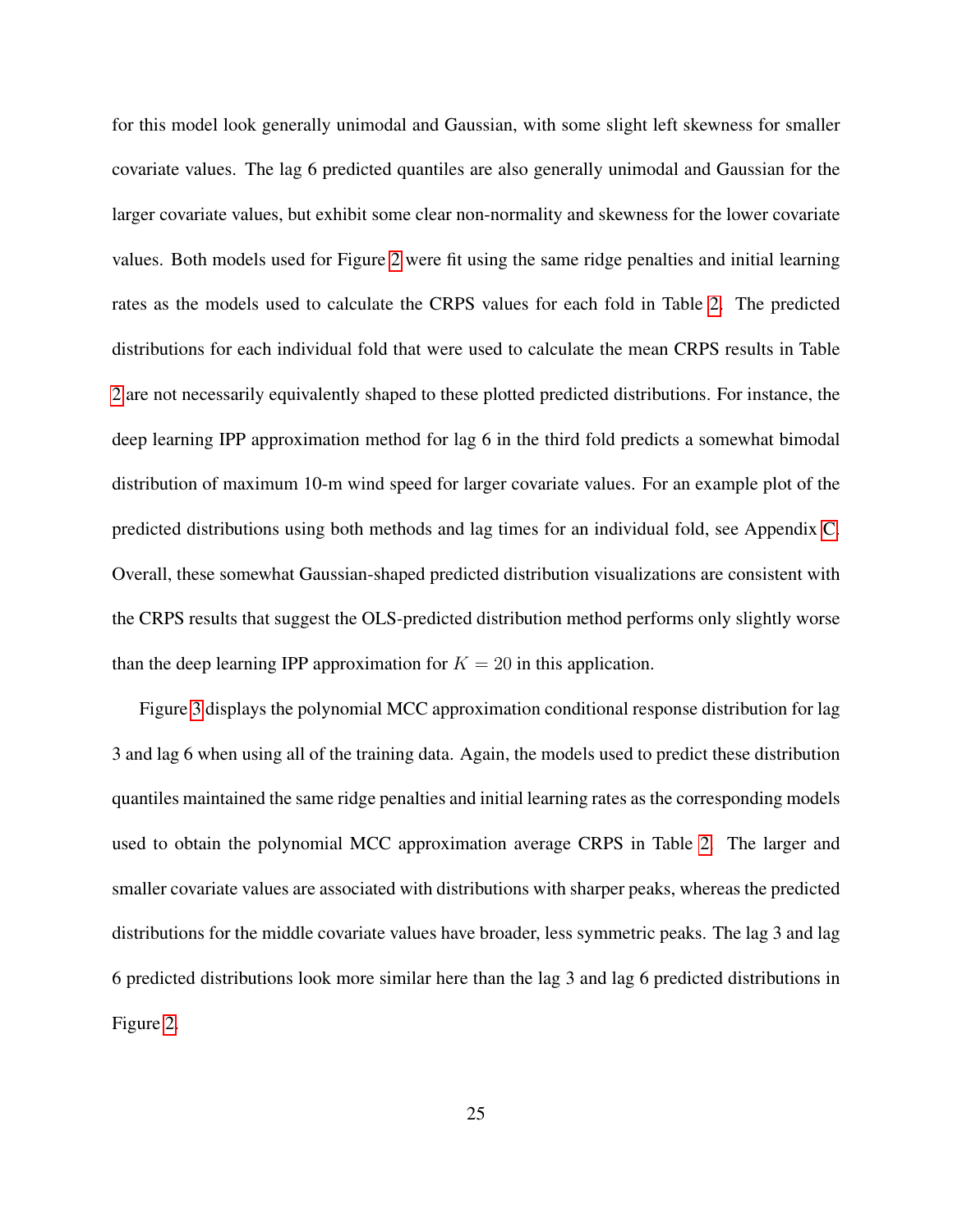for this model look generally unimodal and Gaussian, with some slight left skewness for smaller covariate values. The lag 6 predicted quantiles are also generally unimodal and Gaussian for the larger covariate values, but exhibit some clear non-normality and skewness for the lower covariate values. Both models used for Figure 2 were fit using the same ridge penalties and initial learning rates as the models used to calculate the CRPS values for each fold in Table 2. The predicted distributions for each individual fold that were used to calculate the mean CRPS results in Table 2 are not necessarily equivalently shaped to these plotted predicted distributions. For instance, the deep learning IPP approximation method for lag 6 in the third fold predicts a somewhat bimodal distribution of maximum 10-m wind speed for larger covariate values. For an example plot of the predicted distributions using both methods and lag times for an individual fold, see Appendix C. Overall, these somewhat Gaussian-shaped predicted distribution visualizations are consistent with the CRPS results that suggest the OLS-predicted distribution method performs only slightly worse than the deep learning IPP approximation for $K = 20$ in this application.

Figure 3 displays the polynomial MCC approximation conditional response distribution for lag 3 and lag 6 when using all of the training data. Again, the models used to predict these distribution quantiles maintained the same ridge penalties and initial learning rates as the corresponding models used to obtain the polynomial MCC approximation average CRPS in Table 2. The larger and smaller covariate values are associated with distributions with sharper peaks, whereas the predicted distributions for the middle covariate values have broader, less symmetric peaks. The lag 3 and lag 6 predicted distributions look more similar here than the lag 3 and lag 6 predicted distributions in Figure 2.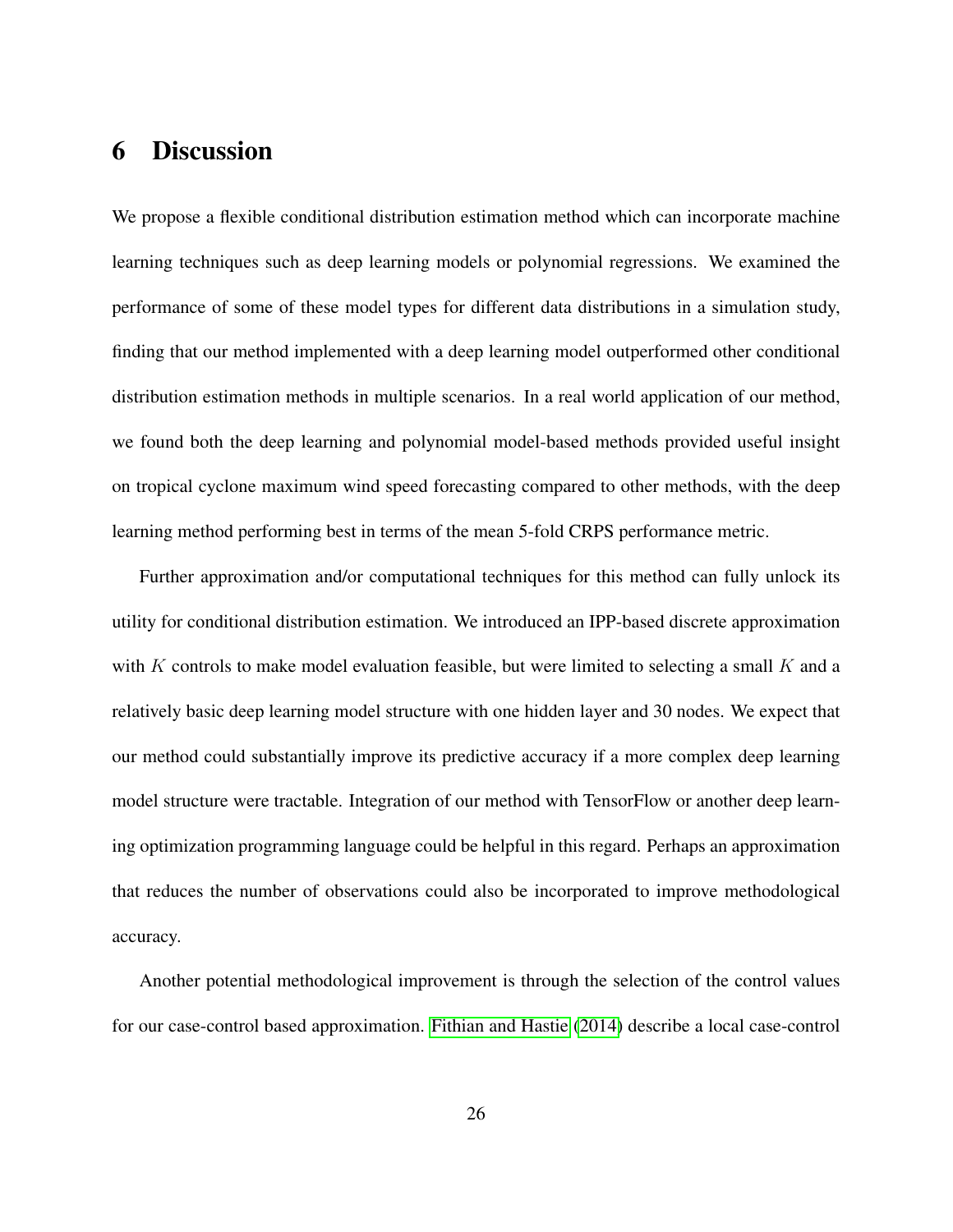# 6 Discussion

We propose a flexible conditional distribution estimation method which can incorporate machine learning techniques such as deep learning models or polynomial regressions. We examined the performance of some of these model types for different data distributions in a simulation study, finding that our method implemented with a deep learning model outperformed other conditional distribution estimation methods in multiple scenarios. In a real world application of our method, we found both the deep learning and polynomial model-based methods provided useful insight on tropical cyclone maximum wind speed forecasting compared to other methods, with the deep learning method performing best in terms of the mean 5-fold CRPS performance metric.

Further approximation and/or computational techniques for this method can fully unlock its utility for conditional distribution estimation. We introduced an IPP-based discrete approximation with $K$ controls to make model evaluation feasible, but were limited to selecting a small $K$ and a relatively basic deep learning model structure with one hidden layer and 30 nodes. We expect that our method could substantially improve its predictive accuracy if a more complex deep learning model structure were tractable. Integration of our method with TensorFlow or another deep learning optimization programming language could be helpful in this regard. Perhaps an approximation that reduces the number of observations could also be incorporated to improve methodological accuracy.

Another potential methodological improvement is through the selection of the control values for our case-control based approximation. Fithian and Hastie (2014) describe a local case-control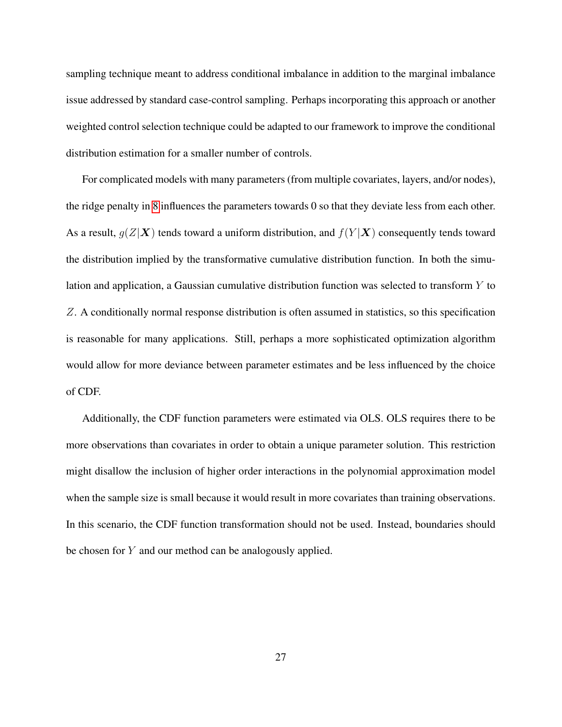sampling technique meant to address conditional imbalance in addition to the marginal imbalance issue addressed by standard case-control sampling. Perhaps incorporating this approach or another weighted control selection technique could be adapted to our framework to improve the conditional distribution estimation for a smaller number of controls.

For complicated models with many parameters (from multiple covariates, layers, and/or nodes), the ridge penalty in 8 influences the parameters towards 0 so that they deviate less from each other. As a result, $g(Z|\boldsymbol{X})$ tends toward a uniform distribution, and $f(Y|\boldsymbol{X})$ consequently tends toward the distribution implied by the transformative cumulative distribution function. In both the simulation and application, a Gaussian cumulative distribution function was selected to transform $Y$ to $Z$. A conditionally normal response distribution is often assumed in statistics, so this specification is reasonable for many applications. Still, perhaps a more sophisticated optimization algorithm would allow for more deviance between parameter estimates and be less influenced by the choice of CDF.

Additionally, the CDF function parameters were estimated via OLS. OLS requires there to be more observations than covariates in order to obtain a unique parameter solution. This restriction might disallow the inclusion of higher order interactions in the polynomial approximation model when the sample size is small because it would result in more covariates than training observations. In this scenario, the CDF function transformation should not be used. Instead, boundaries should be chosen for $Y$ and our method can be analogously applied.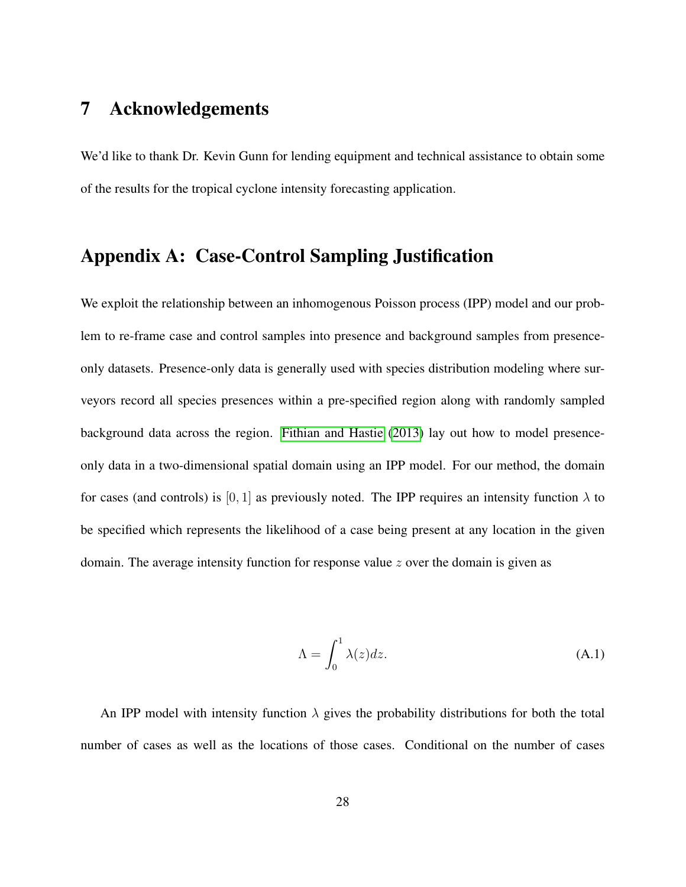# 7 Acknowledgements

We'd like to thank Dr. Kevin Gunn for lending equipment and technical assistance to obtain some of the results for the tropical cyclone intensity forecasting application.

# Appendix A: Case-Control Sampling Justification

We exploit the relationship between an inhomogenous Poisson process (IPP) model and our problem to re-frame case and control samples into presence and background samples from presence-only datasets. Presence-only data is generally used with species distribution modeling where surveyors record all species presences within a pre-specified region along with randomly sampled background data across the region. Fithian and Hastie (2013) lay out how to model presence-only data in a two-dimensional spatial domain using an IPP model. For our method, the domain for cases (and controls) is $[0, 1]$ as previously noted. The IPP requires an intensity function $\lambda$ to be specified which represents the likelihood of a case being present at any location in the given domain. The average intensity function for response value $z$ over the domain is given as

$$\Lambda = \int_0^1 \lambda(z) dz. \tag{A.1}$$

An IPP model with intensity function $\lambda$ gives the probability distributions for both the total number of cases as well as the locations of those cases. Conditional on the number of cases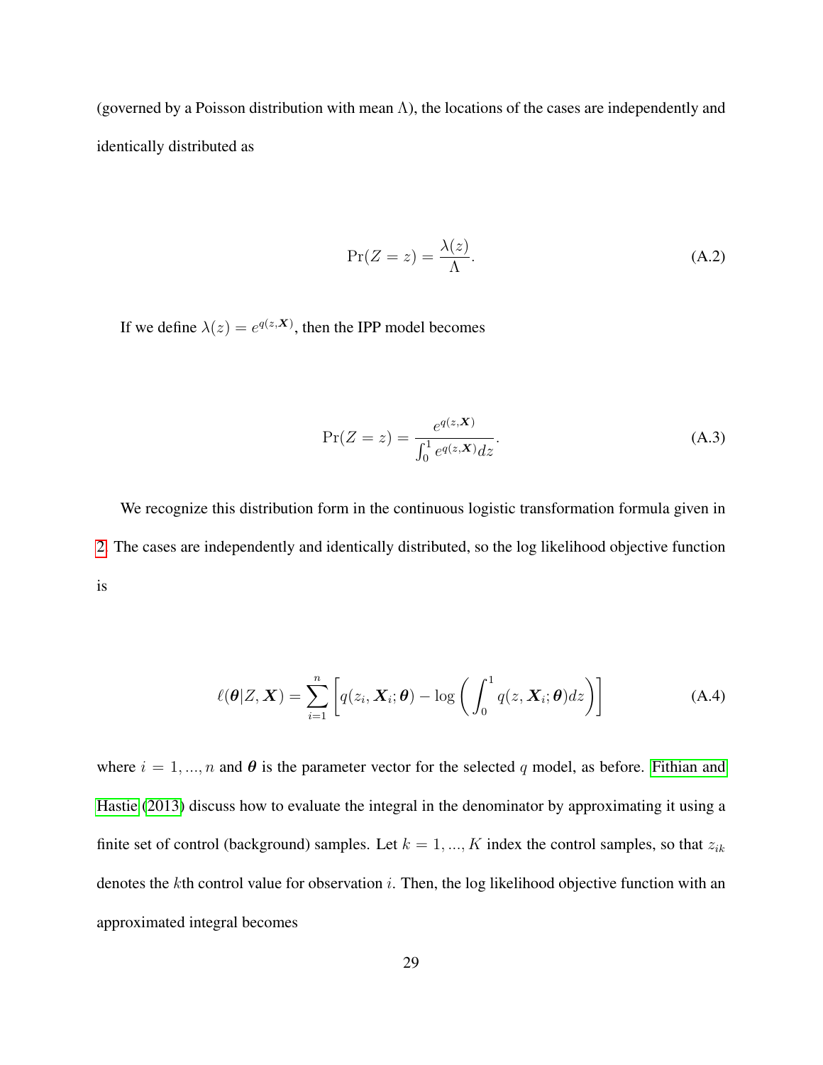(governed by a Poisson distribution with mean $\Lambda$), the locations of the cases are independently and identically distributed as

$$\Pr(Z = z) = \frac{\lambda(z)}{\Lambda}. \tag{A.2}$$

If we define $\lambda(z) = e^{q(z,\boldsymbol{X})}$, then the IPP model becomes

$$\Pr(Z = z) = \frac{e^{q(z,\boldsymbol{X})}}{\int_0^1 e^{q(z,\boldsymbol{X})} dz}. \tag{A.3}$$

We recognize this distribution form in the continuous logistic transformation formula given in 2. The cases are independently and identically distributed, so the log likelihood objective function is

$$\ell(\boldsymbol{\theta}|Z, \boldsymbol{X}) = \sum_{i=1}^{n} \left[ q(z_i, \boldsymbol{X}_i; \boldsymbol{\theta}) - \log \left( \int_0^1 q(z, \boldsymbol{X}_i; \boldsymbol{\theta}) dz \right) \right] \tag{A.4}$$

where $i = 1, ..., n$ and $\boldsymbol{\theta}$ is the parameter vector for the selected $q$ model, as before. Fithian and Hastie (2013) discuss how to evaluate the integral in the denominator by approximating it using a finite set of control (background) samples. Let $k = 1, ..., K$ index the control samples, so that $z_{ik}$ denotes the $k$th control value for observation $i$. Then, the log likelihood objective function with an approximated integral becomes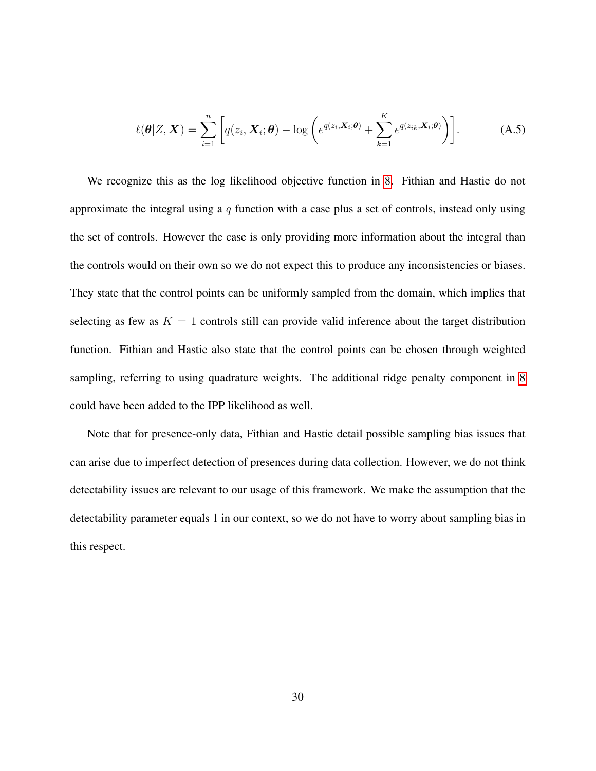$$\ell(\boldsymbol{\theta}|Z, \boldsymbol{X}) = \sum_{i=1}^{n} \left[ q(z_i, \boldsymbol{X}_i; \boldsymbol{\theta}) - \log \left( e^{q(z_i, \boldsymbol{X}_i; \boldsymbol{\theta})} + \sum_{k=1}^{K} e^{q(z_{ik}, \boldsymbol{X}_i; \boldsymbol{\theta})} \right) \right]. \tag{A.5}$$

We recognize this as the log likelihood objective function in 8. Fithian and Hastie do not approximate the integral using a $q$ function with a case plus a set of controls, instead only using the set of controls. However the case is only providing more information about the integral than the controls would on their own so we do not expect this to produce any inconsistencies or biases. They state that the control points can be uniformly sampled from the domain, which implies that selecting as few as $K = 1$ controls still can provide valid inference about the target distribution function. Fithian and Hastie also state that the control points can be chosen through weighted sampling, referring to using quadrature weights. The additional ridge penalty component in 8 could have been added to the IPP likelihood as well.

Note that for presence-only data, Fithian and Hastie detail possible sampling bias issues that can arise due to imperfect detection of presences during data collection. However, we do not think detectability issues are relevant to our usage of this framework. We make the assumption that the detectability parameter equals 1 in our context, so we do not have to worry about sampling bias in this respect.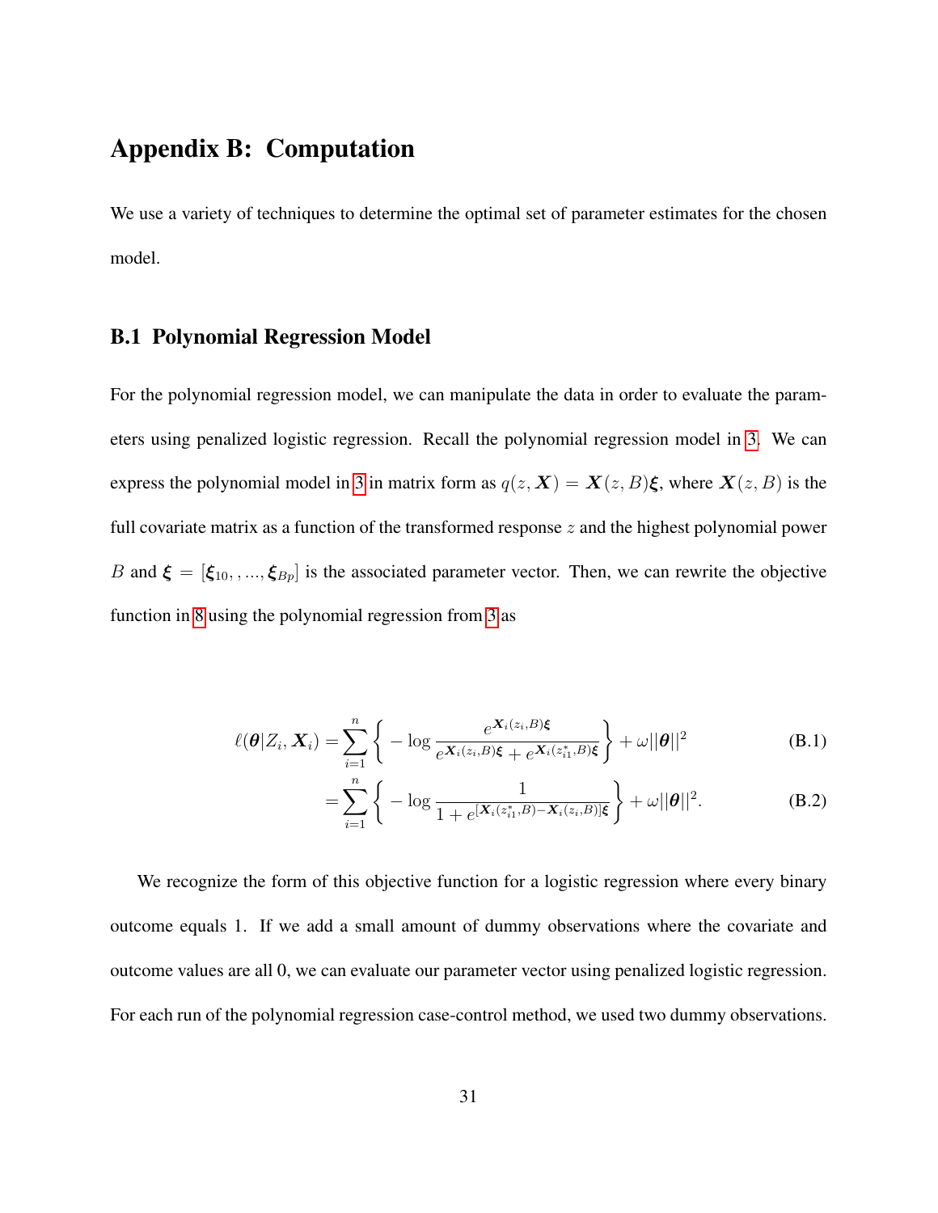# Appendix B: Computation

We use a variety of techniques to determine the optimal set of parameter estimates for the chosen model.

## B.1 Polynomial Regression Model

For the polynomial regression model, we can manipulate the data in order to evaluate the parameters using penalized logistic regression. Recall the polynomial regression model in 3. We can express the polynomial model in 3 in matrix form as $q(z, \boldsymbol{X}) = \boldsymbol{X}(z, B)\boldsymbol{\xi}$, where $\boldsymbol{X}(z, B)$ is the full covariate matrix as a function of the transformed response $z$ and the highest polynomial power $B$ and $\boldsymbol{\xi} = [\boldsymbol{\xi}_{10}, , ..., \boldsymbol{\xi}_{Bp}]$ is the associated parameter vector. Then, we can rewrite the objective function in 8 using the polynomial regression from 3 as

$$
\ell(\boldsymbol{\theta}|Z_i, \boldsymbol{X}_i) = \sum_{i=1}^{n} \left\{ -\log \frac{e^{\boldsymbol{X}_i(z_i, B)\boldsymbol{\xi}}}{e^{\boldsymbol{X}_i(z_i, B)\boldsymbol{\xi}} + e^{\boldsymbol{X}_i(z_{i1}^*, B)\boldsymbol{\xi}}} \right\} + \omega||\boldsymbol{\theta}||^2 \tag{B.1}
$$

$$
= \sum_{i=1}^{n} \left\{ -\log \frac{1}{1 + e^{[\boldsymbol{X}_i(z_{i1}^*, B) - \boldsymbol{X}_i(z_i, B)]\boldsymbol{\xi}}} \right\} + \omega||\boldsymbol{\theta}||^2. \tag{B.2}
$$

We recognize the form of this objective function for a logistic regression where every binary outcome equals 1. If we add a small amount of dummy observations where the covariate and outcome values are all 0, we can evaluate our parameter vector using penalized logistic regression. For each run of the polynomial regression case-control method, we used two dummy observations.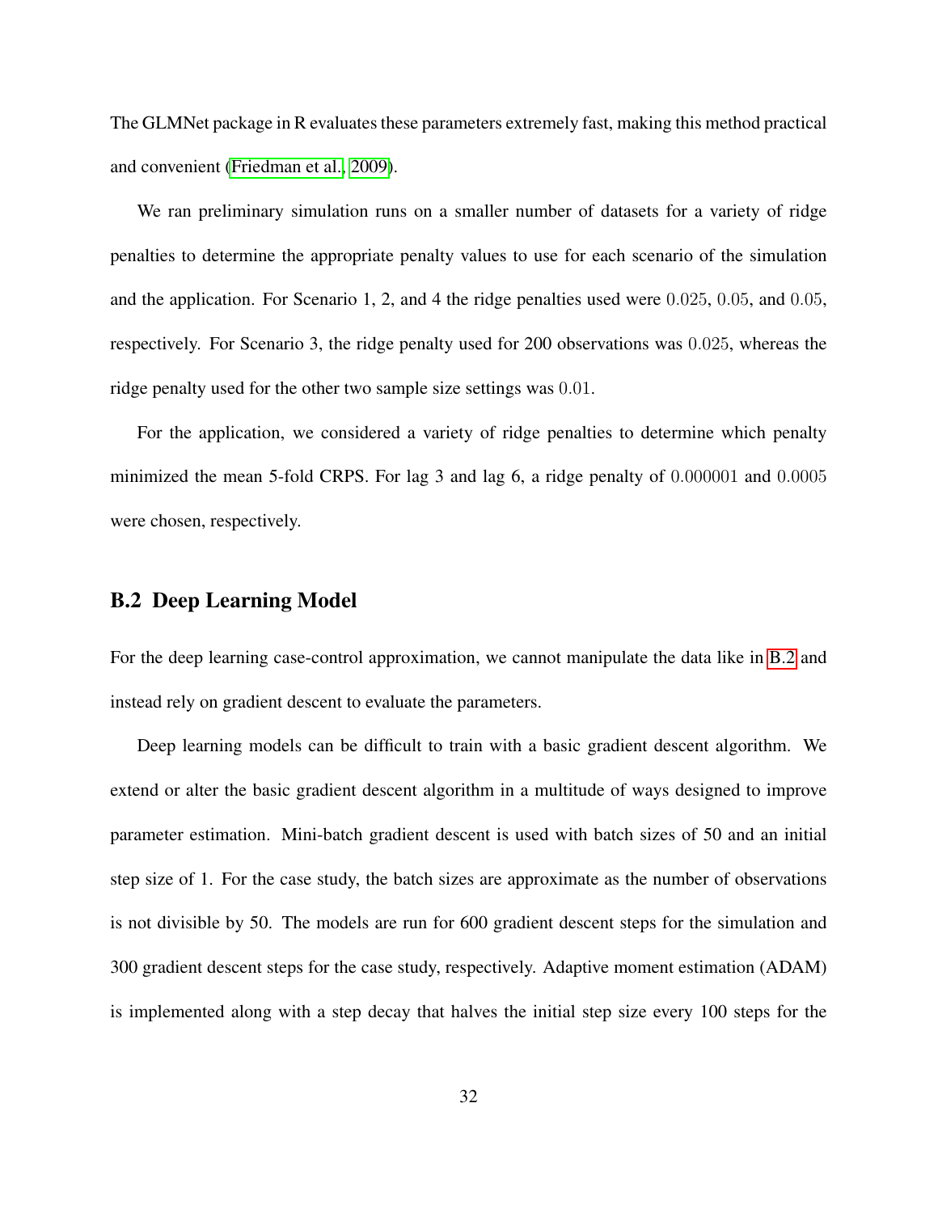The GLMNet package in R evaluates these parameters extremely fast, making this method practical and convenient (Friedman et al., 2009).

We ran preliminary simulation runs on a smaller number of datasets for a variety of ridge penalties to determine the appropriate penalty values to use for each scenario of the simulation and the application. For Scenario 1, 2, and 4 the ridge penalties used were $0.025$, $0.05$, and $0.05$, respectively. For Scenario 3, the ridge penalty used for 200 observations was $0.025$, whereas the ridge penalty used for the other two sample size settings was $0.01$.

For the application, we considered a variety of ridge penalties to determine which penalty minimized the mean 5-fold CRPS. For lag 3 and lag 6, a ridge penalty of $0.000001$ and $0.0005$ were chosen, respectively.

## B.2 Deep Learning Model

For the deep learning case-control approximation, we cannot manipulate the data like in B.2 and instead rely on gradient descent to evaluate the parameters.

Deep learning models can be difficult to train with a basic gradient descent algorithm. We extend or alter the basic gradient descent algorithm in a multitude of ways designed to improve parameter estimation. Mini-batch gradient descent is used with batch sizes of 50 and an initial step size of 1. For the case study, the batch sizes are approximate as the number of observations is not divisible by 50. The models are run for 600 gradient descent steps for the simulation and 300 gradient descent steps for the case study, respectively. Adaptive moment estimation (ADAM) is implemented along with a step decay that halves the initial step size every 100 steps for the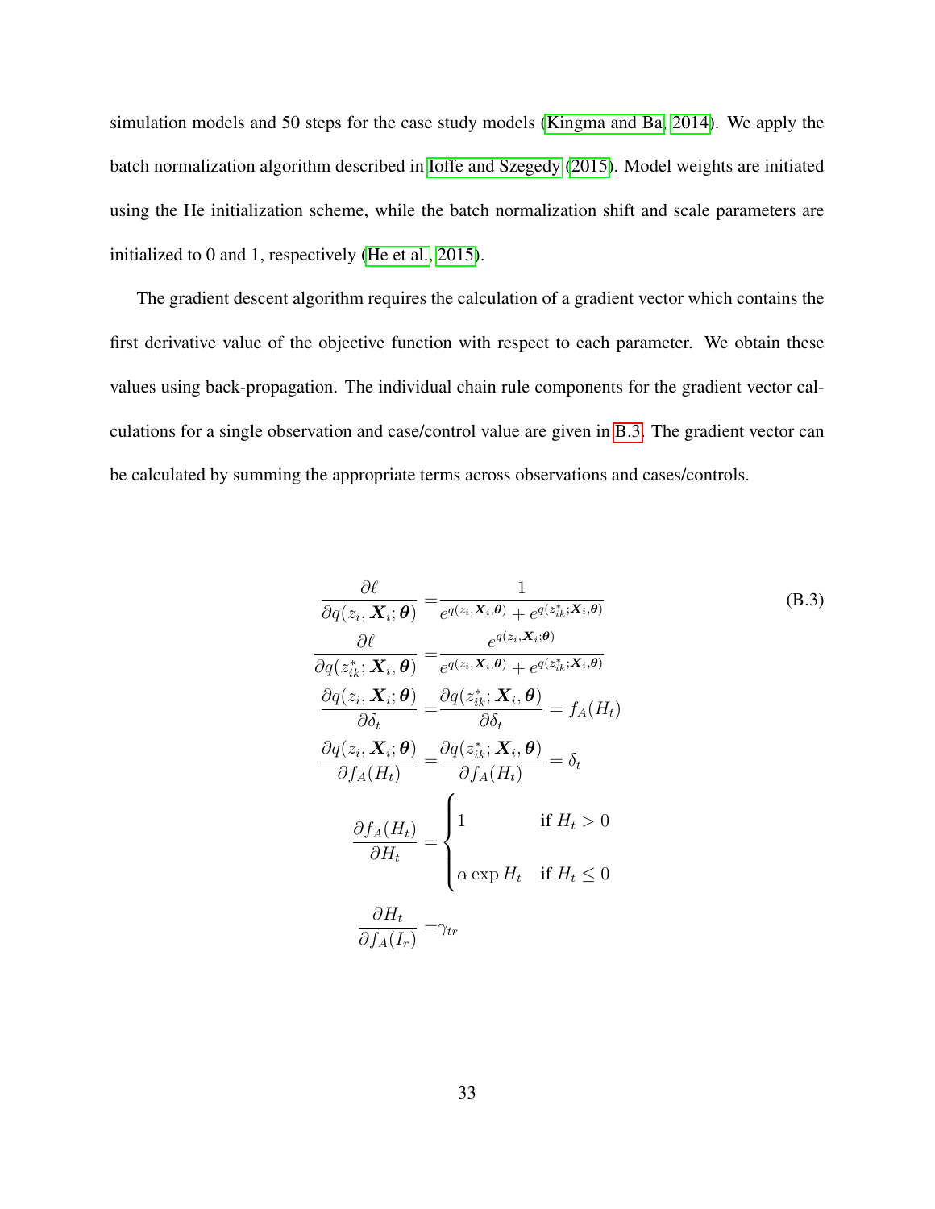simulation models and 50 steps for the case study models (Kingma and Ba, 2014). We apply the batch normalization algorithm described in Ioffe and Szegedy (2015). Model weights are initiated using the He initialization scheme, while the batch normalization shift and scale parameters are initialized to 0 and 1, respectively (He et al., 2015).

The gradient descent algorithm requires the calculation of a gradient vector which contains the first derivative value of the objective function with respect to each parameter. We obtain these values using back-propagation. The individual chain rule components for the gradient vector calculations for a single observation and case/control value are given in B.3. The gradient vector can be calculated by summing the appropriate terms across observations and cases/controls.

$$
\begin{aligned}
\frac{\partial \ell}{\partial q(z_i, \boldsymbol{X}_i; \boldsymbol{\theta})} &= \frac{1}{e^{q(z_i, \boldsymbol{X}_i; \boldsymbol{\theta})} + e^{q(z_{ik}^*; \boldsymbol{X}_i, \boldsymbol{\theta})}} \\
\frac{\partial \ell}{\partial q(z_{ik}^*; \boldsymbol{X}_i, \boldsymbol{\theta})} &= \frac{e^{q(z_i, \boldsymbol{X}_i; \boldsymbol{\theta})}}{e^{q(z_i, \boldsymbol{X}_i; \boldsymbol{\theta})} + e^{q(z_{ik}^*; \boldsymbol{X}_i, \boldsymbol{\theta})}} \\
\frac{\partial q(z_i, \boldsymbol{X}_i; \boldsymbol{\theta})}{\partial \delta_t} &= \frac{\partial q(z_{ik}^*; \boldsymbol{X}_i, \boldsymbol{\theta})}{\partial \delta_t} = f_A(H_t) \\
\frac{\partial q(z_i, \boldsymbol{X}_i; \boldsymbol{\theta})}{\partial f_A(H_t)} &= \frac{\partial q(z_{ik}^*; \boldsymbol{X}_i, \boldsymbol{\theta})}{\partial f_A(H_t)} = \delta_t \\
\frac{\partial f_A(H_t)}{\partial H_t} &= \begin{cases} 1 & \text{if } H_t > 0 \\ \alpha \exp H_t & \text{if } H_t \leq 0 \end{cases} \\
\frac{\partial H_t}{\partial f_A(I_r)} &= \gamma_{tr}
\end{aligned}
\tag{B.3}
$$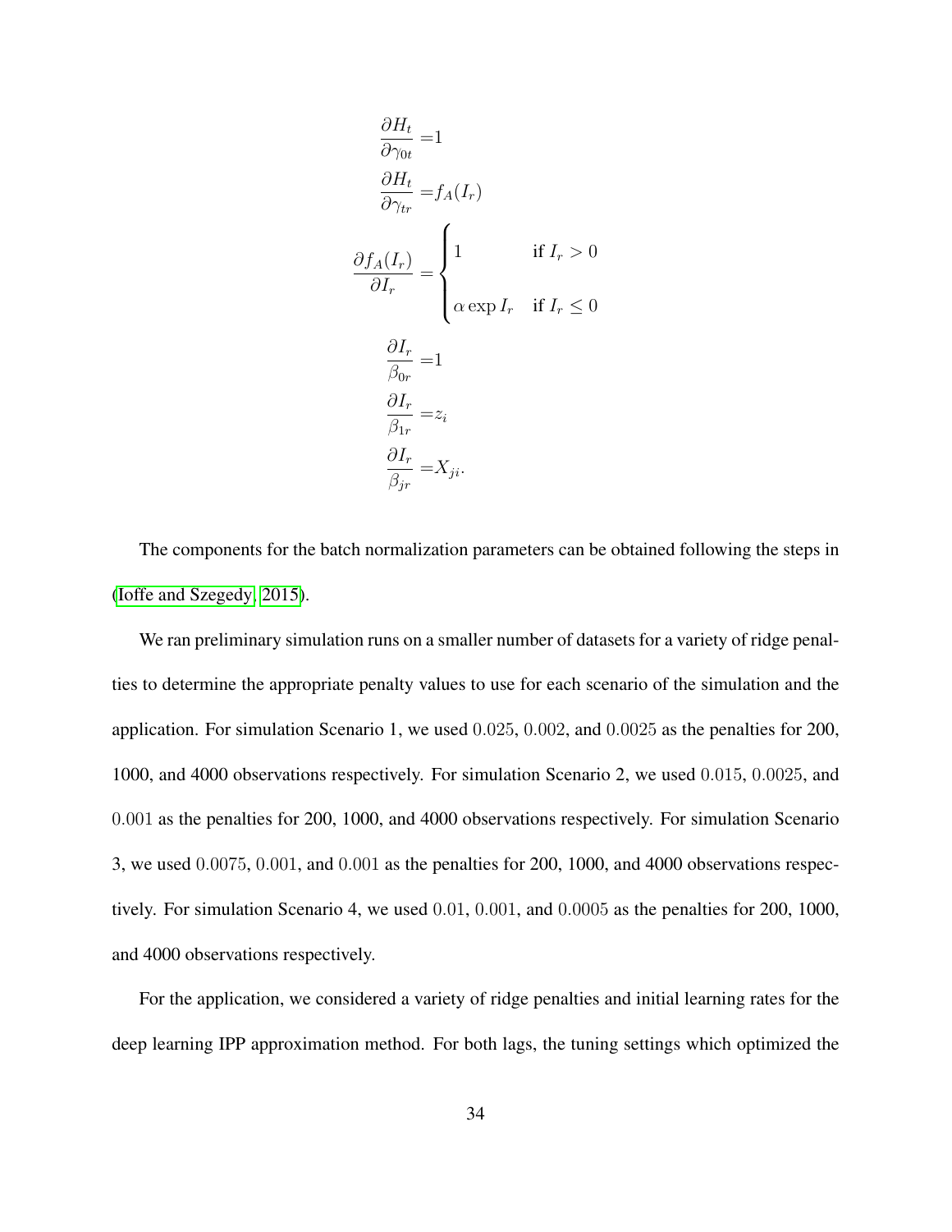$$
\begin{aligned}
\frac{\partial H_t}{\partial \gamma_{0t}} =& 1 \\
\frac{\partial H_t}{\partial \gamma_{tr}} =& f_A(I_r) \\
\frac{\partial f_A(I_r)}{\partial I_r} =& \begin{cases} 1 & \text{if } I_r > 0 \\ \\ \alpha \exp I_r & \text{if } I_r \leq 0 \end{cases} \\
\frac{\partial I_r}{\beta_{0r}} =& 1 \\
\frac{\partial I_r}{\beta_{1r}} =& z_i \\
\frac{\partial I_r}{\beta_{jr}} =& X_{ji}.
\end{aligned}
$$

The components for the batch normalization parameters can be obtained following the steps in (Ioffe and Szegedy, 2015).

We ran preliminary simulation runs on a smaller number of datasets for a variety of ridge penalties to determine the appropriate penalty values to use for each scenario of the simulation and the application. For simulation Scenario 1, we used $0.025$, $0.002$, and $0.0025$ as the penalties for 200, 1000, and 4000 observations respectively. For simulation Scenario 2, we used $0.015$, $0.0025$, and $0.001$ as the penalties for 200, 1000, and 4000 observations respectively. For simulation Scenario 3, we used $0.0075$, $0.001$, and $0.001$ as the penalties for 200, 1000, and 4000 observations respectively. For simulation Scenario 4, we used $0.01$, $0.001$, and $0.0005$ as the penalties for 200, 1000, and 4000 observations respectively.

For the application, we considered a variety of ridge penalties and initial learning rates for the deep learning IPP approximation method. For both lags, the tuning settings which optimized the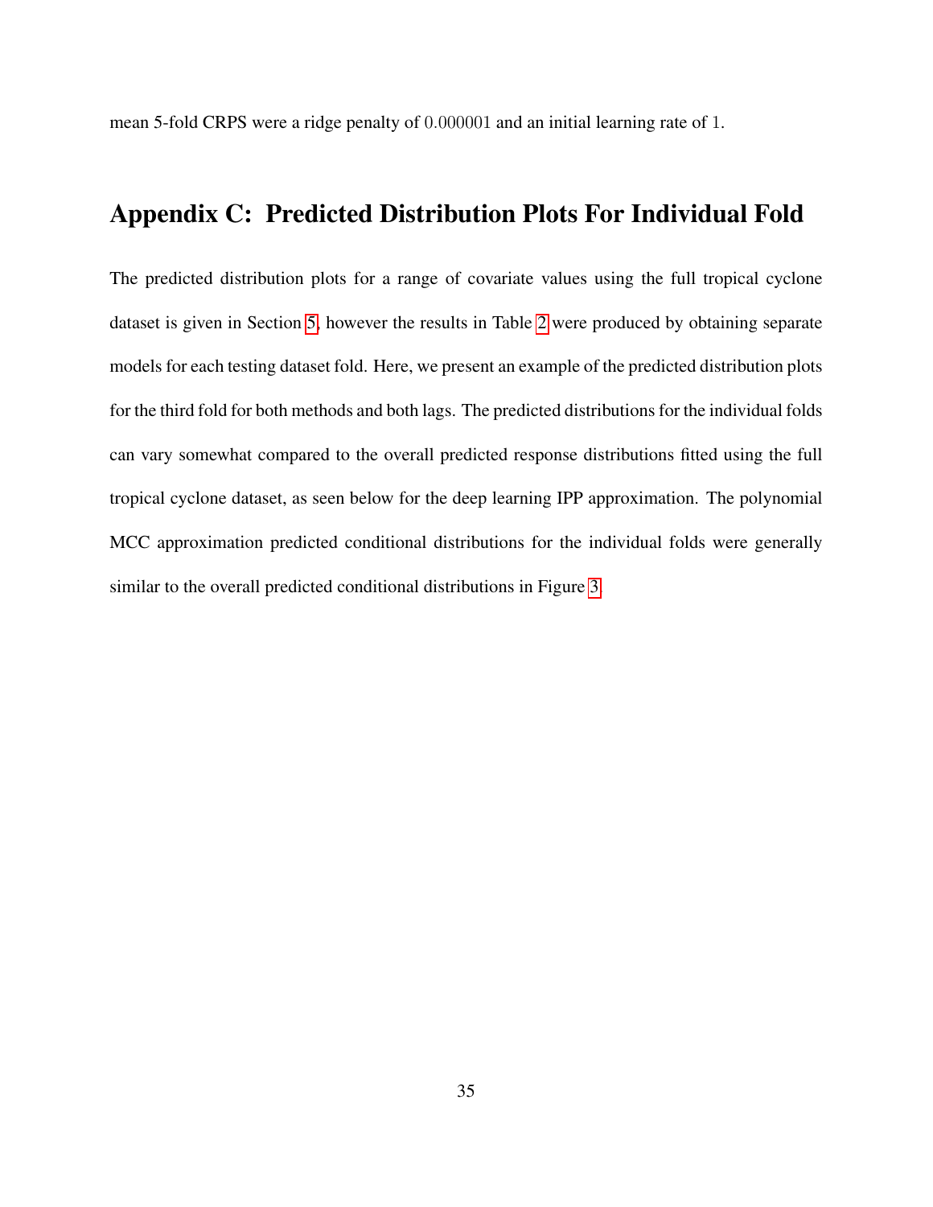mean 5-fold CRPS were a ridge penalty of $0.000001$ and an initial learning rate of $1$.

## Appendix C: Predicted Distribution Plots For Individual Fold

The predicted distribution plots for a range of covariate values using the full tropical cyclone dataset is given in Section 5, however the results in Table 2 were produced by obtaining separate models for each testing dataset fold. Here, we present an example of the predicted distribution plots for the third fold for both methods and both lags. The predicted distributions for the individual folds can vary somewhat compared to the overall predicted response distributions fitted using the full tropical cyclone dataset, as seen below for the deep learning IPP approximation. The polynomial MCC approximation predicted conditional distributions for the individual folds were generally similar to the overall predicted conditional distributions in Figure 3.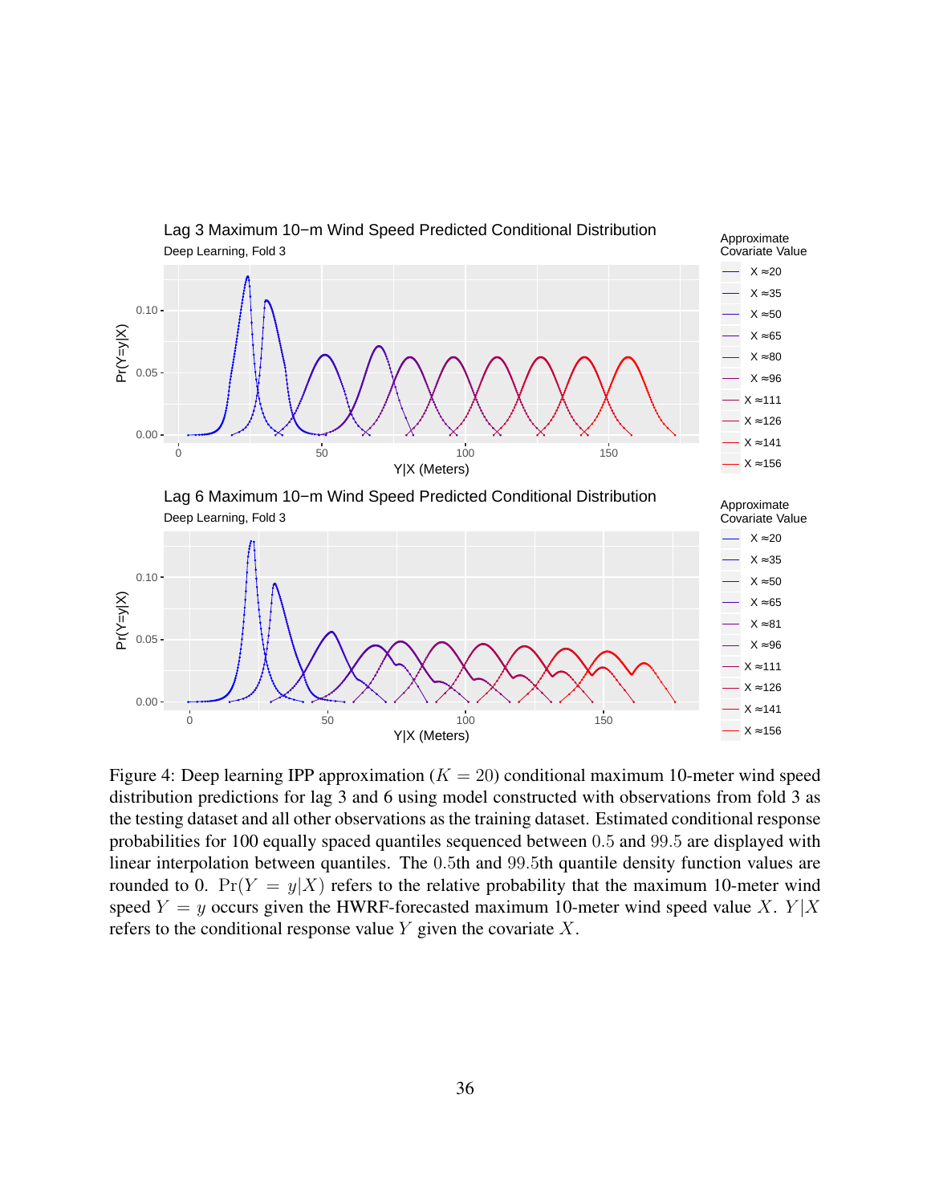Figure 4: Deep learning IPP approximation ($K = 20$) conditional maximum 10-meter wind speed distribution predictions for lag 3 and 6 using model constructed with observations from fold 3 as the testing dataset and all other observations as the training dataset. Estimated conditional response probabilities for 100 equally spaced quantiles sequenced between 0.5 and 99.5 are displayed with linear interpolation between quantiles. The 0.5th and 99.5th quantile density function values are rounded to 0. $\Pr(Y = y|X)$ refers to the relative probability that the maximum 10-meter wind speed $Y = y$ occurs given the HWRF-forecasted maximum 10-meter wind speed value $X$. $Y|X$ refers to the conditional response value $Y$ given the covariate $X$.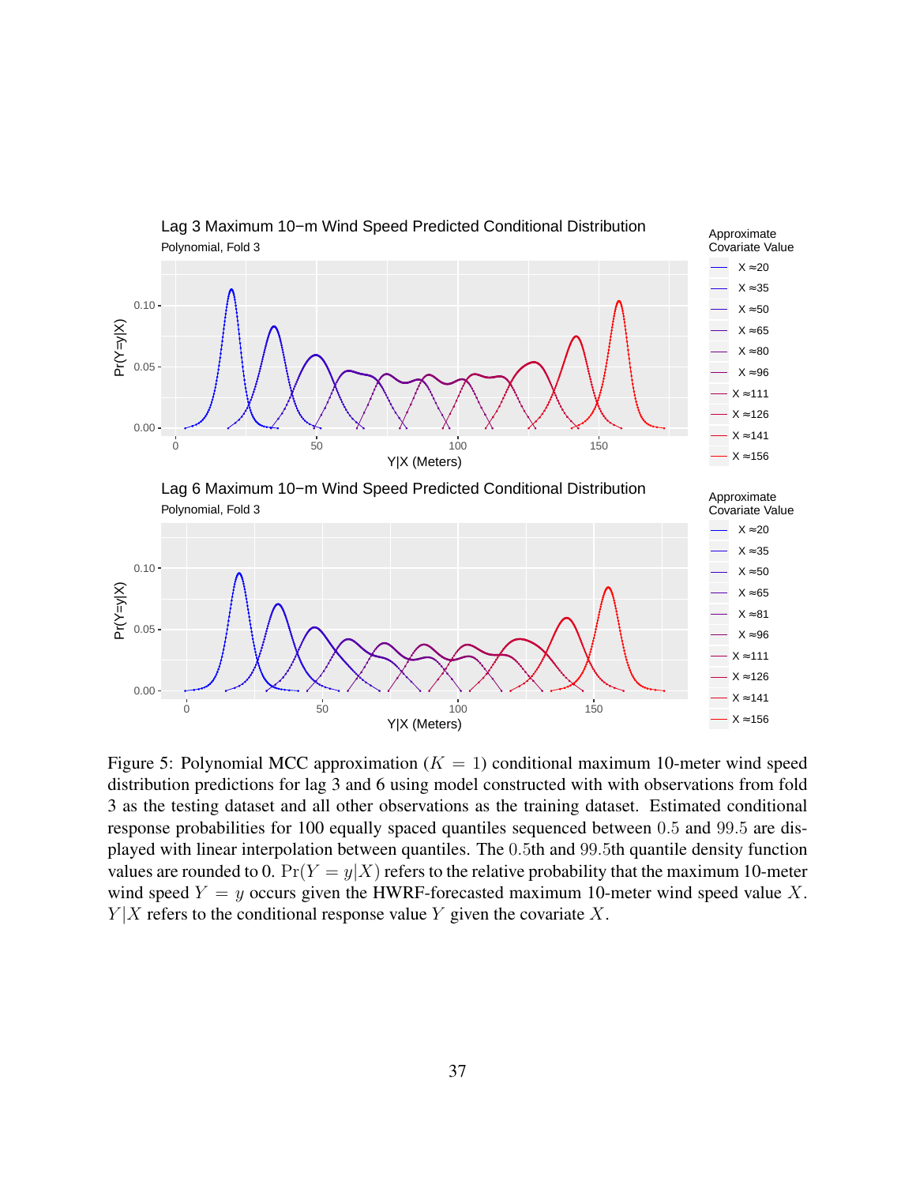Figure 5: Polynomial MCC approximation ($K = 1$) conditional maximum 10-meter wind speed distribution predictions for lag 3 and 6 using model constructed with with observations from fold 3 as the testing dataset and all other observations as the training dataset. Estimated conditional response probabilities for 100 equally spaced quantiles sequenced between 0.5 and 99.5 are displayed with linear interpolation between quantiles. The 0.5th and 99.5th quantile density function values are rounded to 0. $\Pr(Y = y|X)$ refers to the relative probability that the maximum 10-meter wind speed $Y = y$ occurs given the HWRF-forecasted maximum 10-meter wind speed value $X$. $Y|X$ refers to the conditional response value $Y$ given the covariate $X$.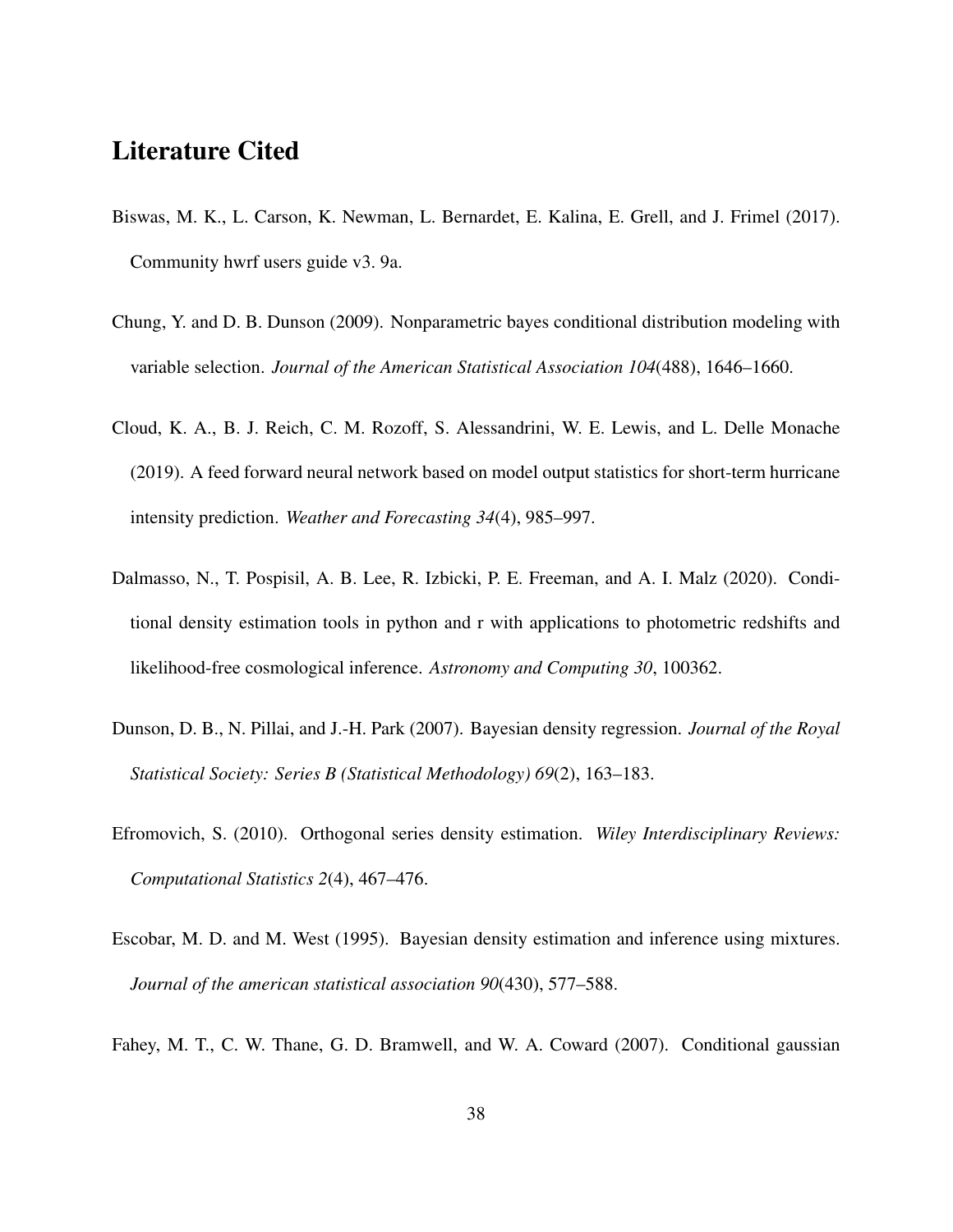# Literature Cited

Biswas, M. K., L. Carson, K. Newman, L. Bernardet, E. Kalina, E. Grell, and J. Frimel (2017). Community hwrf users guide v3. 9a.

Chung, Y. and D. B. Dunson (2009). Nonparametric bayes conditional distribution modeling with variable selection. *Journal of the American Statistical Association 104*(488), 1646–1660.

Cloud, K. A., B. J. Reich, C. M. Rozoff, S. Alessandrini, W. E. Lewis, and L. Delle Monache (2019). A feed forward neural network based on model output statistics for short-term hurricane intensity prediction. *Weather and Forecasting 34*(4), 985–997.

Dalmasso, N., T. Pospisil, A. B. Lee, R. Izbicki, P. E. Freeman, and A. I. Malz (2020). Conditional density estimation tools in python and r with applications to photometric redshifts and likelihood-free cosmological inference. *Astronomy and Computing 30*, 100362.

Dunson, D. B., N. Pillai, and J.-H. Park (2007). Bayesian density regression. *Journal of the Royal Statistical Society: Series B (Statistical Methodology) 69*(2), 163–183.

Efromovich, S. (2010). Orthogonal series density estimation. *Wiley Interdisciplinary Reviews: Computational Statistics 2*(4), 467–476.

Escobar, M. D. and M. West (1995). Bayesian density estimation and inference using mixtures. *Journal of the american statistical association 90*(430), 577–588.

Fahey, M. T., C. W. Thane, G. D. Bramwell, and W. A. Coward (2007). Conditional gaussian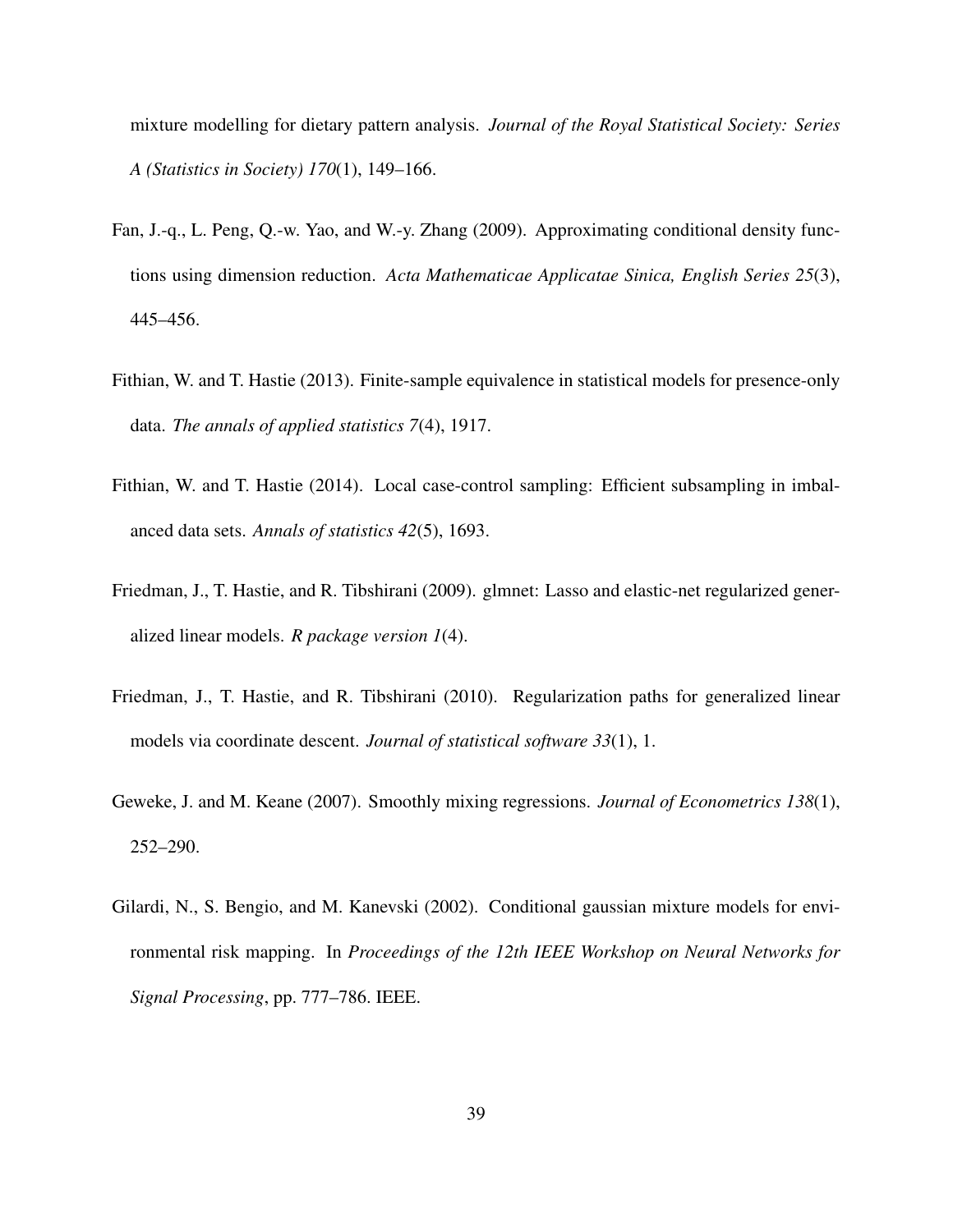mixture modelling for dietary pattern analysis. *Journal of the Royal Statistical Society: Series A (Statistics in Society) 170*(1), 149–166.

Fan, J.-q., L. Peng, Q.-w. Yao, and W.-y. Zhang (2009). Approximating conditional density functions using dimension reduction. *Acta Mathematicae Applicatae Sinica, English Series 25*(3), 445–456.

Fithian, W. and T. Hastie (2013). Finite-sample equivalence in statistical models for presence-only data. *The annals of applied statistics 7*(4), 1917.

Fithian, W. and T. Hastie (2014). Local case-control sampling: Efficient subsampling in imbalanced data sets. *Annals of statistics 42*(5), 1693.

Friedman, J., T. Hastie, and R. Tibshirani (2009). glmnet: Lasso and elastic-net regularized generalized linear models. *R package version 1*(4).

Friedman, J., T. Hastie, and R. Tibshirani (2010). Regularization paths for generalized linear models via coordinate descent. *Journal of statistical software 33*(1), 1.

Geweke, J. and M. Keane (2007). Smoothly mixing regressions. *Journal of Econometrics 138*(1), 252–290.

Gilardi, N., S. Bengio, and M. Kanevski (2002). Conditional gaussian mixture models for environmental risk mapping. In *Proceedings of the 12th IEEE Workshop on Neural Networks for Signal Processing*, pp. 777–786. IEEE.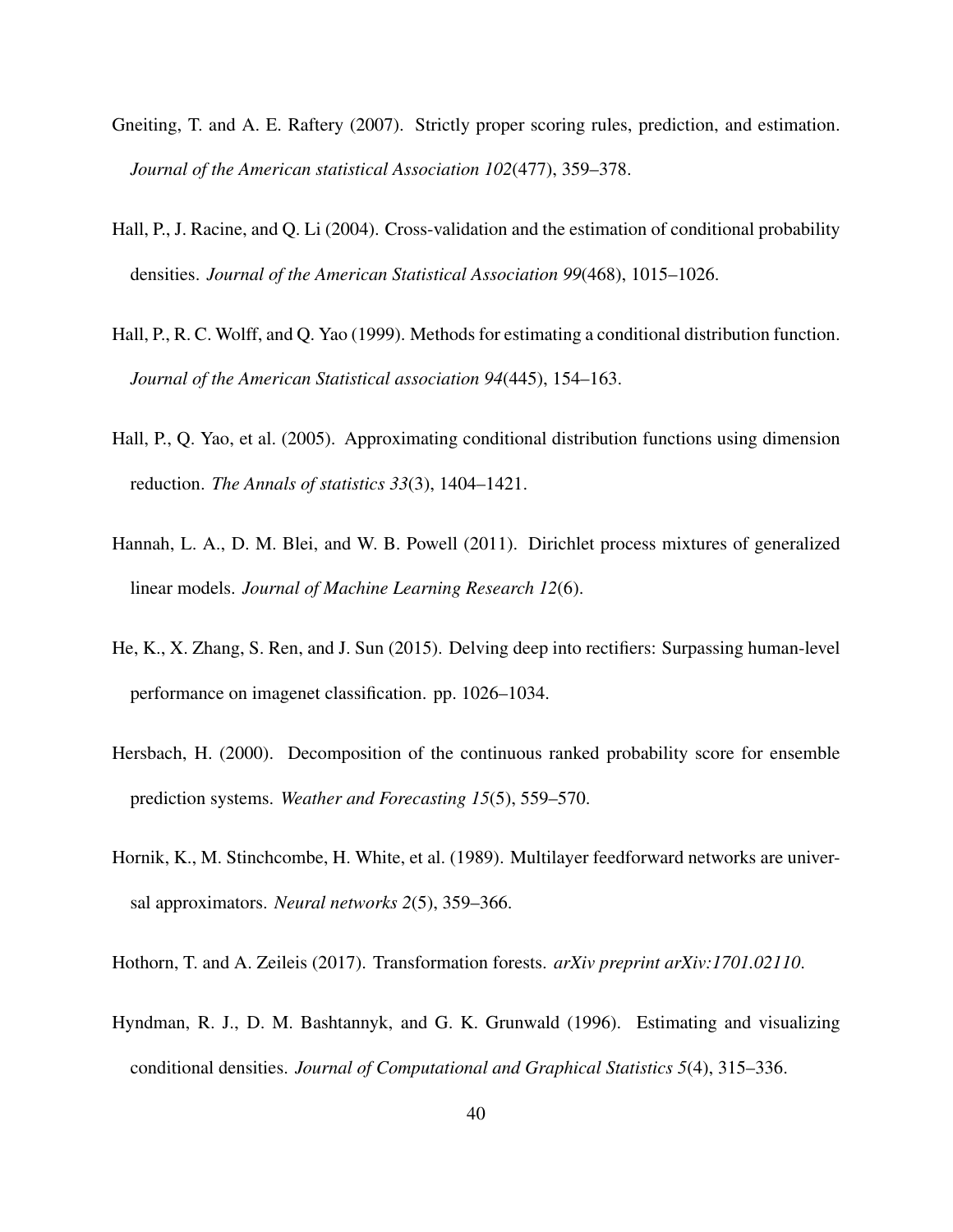Gneiting, T. and A. E. Raftery (2007). Strictly proper scoring rules, prediction, and estimation. *Journal of the American statistical Association 102*(477), 359–378.

Hall, P., J. Racine, and Q. Li (2004). Cross-validation and the estimation of conditional probability densities. *Journal of the American Statistical Association 99*(468), 1015–1026.

Hall, P., R. C. Wolff, and Q. Yao (1999). Methods for estimating a conditional distribution function. *Journal of the American Statistical association 94*(445), 154–163.

Hall, P., Q. Yao, et al. (2005). Approximating conditional distribution functions using dimension reduction. *The Annals of statistics 33*(3), 1404–1421.

Hannah, L. A., D. M. Blei, and W. B. Powell (2011). Dirichlet process mixtures of generalized linear models. *Journal of Machine Learning Research 12*(6).

He, K., X. Zhang, S. Ren, and J. Sun (2015). Delving deep into rectifiers: Surpassing human-level performance on imagenet classification. pp. 1026–1034.

Hersbach, H. (2000). Decomposition of the continuous ranked probability score for ensemble prediction systems. *Weather and Forecasting 15*(5), 559–570.

Hornik, K., M. Stinchcombe, H. White, et al. (1989). Multilayer feedforward networks are universal approximators. *Neural networks 2*(5), 359–366.

Hothorn, T. and A. Zeileis (2017). Transformation forests. *arXiv preprint arXiv:1701.02110*.

Hyndman, R. J., D. M. Bashtannyk, and G. K. Grunwald (1996). Estimating and visualizing conditional densities. *Journal of Computational and Graphical Statistics 5*(4), 315–336.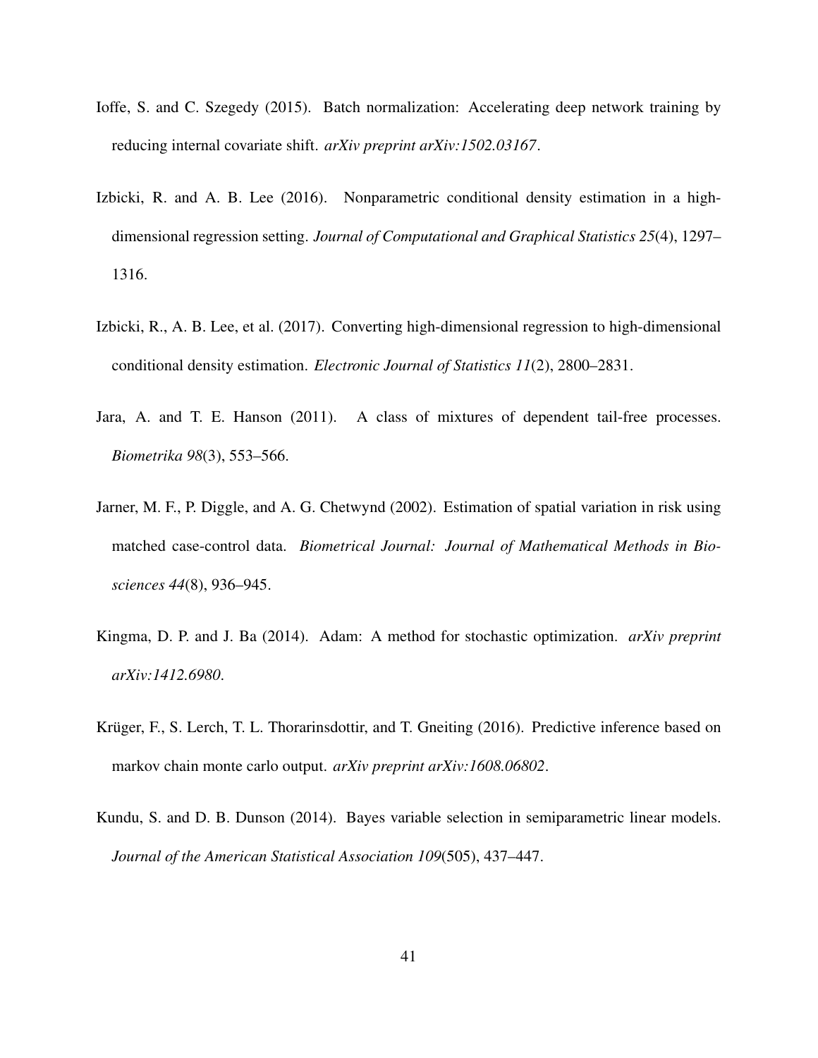Ioffe, S. and C. Szegedy (2015). Batch normalization: Accelerating deep network training by reducing internal covariate shift. *arXiv preprint arXiv:1502.03167*.

Izbicki, R. and A. B. Lee (2016). Nonparametric conditional density estimation in a high-dimensional regression setting. *Journal of Computational and Graphical Statistics 25*(4), 1297–1316.

Izbicki, R., A. B. Lee, et al. (2017). Converting high-dimensional regression to high-dimensional conditional density estimation. *Electronic Journal of Statistics 11*(2), 2800–2831.

Jara, A. and T. E. Hanson (2011). A class of mixtures of dependent tail-free processes. *Biometrika 98*(3), 553–566.

Jarner, M. F., P. Diggle, and A. G. Chetwynd (2002). Estimation of spatial variation in risk using matched case-control data. *Biometrical Journal: Journal of Mathematical Methods in Biosciences 44*(8), 936–945.

Kingma, D. P. and J. Ba (2014). Adam: A method for stochastic optimization. *arXiv preprint arXiv:1412.6980*.

Krüger, F., S. Lerch, T. L. Thorarinsdottir, and T. Gneiting (2016). Predictive inference based on markov chain monte carlo output. *arXiv preprint arXiv:1608.06802*.

Kundu, S. and D. B. Dunson (2014). Bayes variable selection in semiparametric linear models. *Journal of the American Statistical Association 109*(505), 437–447.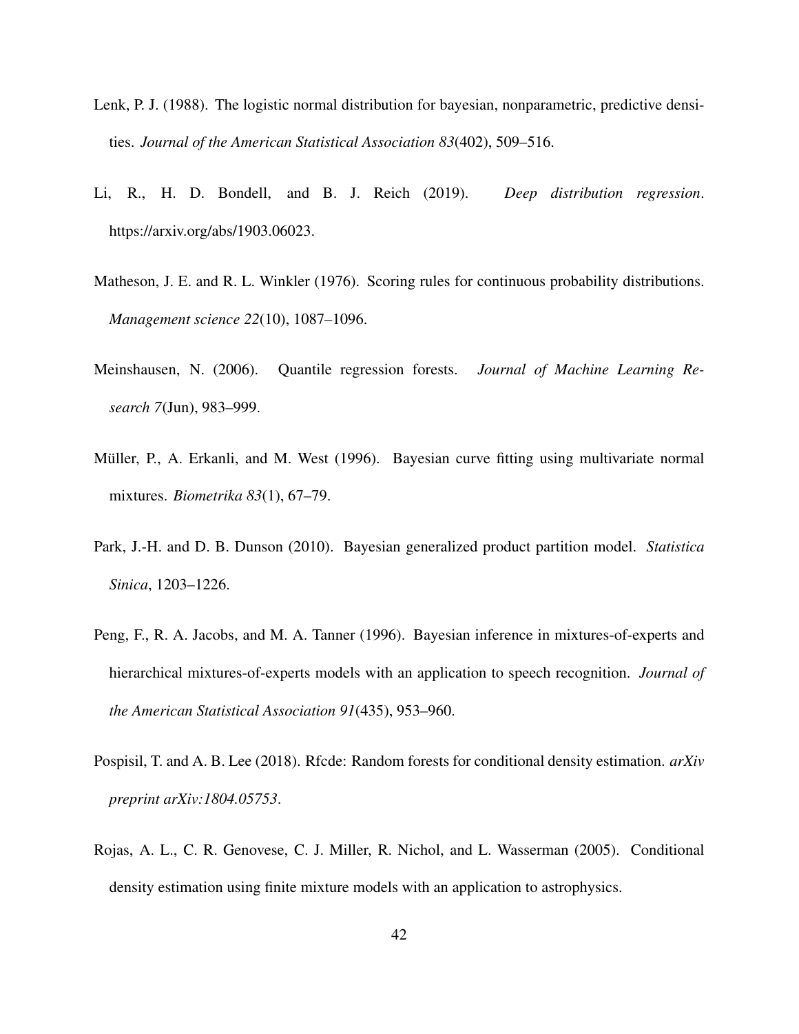Lenk, P. J. (1988). The logistic normal distribution for bayesian, nonparametric, predictive densities. *Journal of the American Statistical Association 83*(402), 509–516.

Li, R., H. D. Bondell, and B. J. Reich (2019). *Deep distribution regression*. https://arxiv.org/abs/1903.06023.

Matheson, J. E. and R. L. Winkler (1976). Scoring rules for continuous probability distributions. *Management science 22*(10), 1087–1096.

Meinshausen, N. (2006). Quantile regression forests. *Journal of Machine Learning Research 7*(Jun), 983–999.

Müller, P., A. Erkanli, and M. West (1996). Bayesian curve fitting using multivariate normal mixtures. *Biometrika 83*(1), 67–79.

Park, J.-H. and D. B. Dunson (2010). Bayesian generalized product partition model. *Statistica Sinica*, 1203–1226.

Peng, F., R. A. Jacobs, and M. A. Tanner (1996). Bayesian inference in mixtures-of-experts and hierarchical mixtures-of-experts models with an application to speech recognition. *Journal of the American Statistical Association 91*(435), 953–960.

Pospisil, T. and A. B. Lee (2018). Rfcde: Random forests for conditional density estimation. *arXiv preprint arXiv:1804.05753*.

Rojas, A. L., C. R. Genovese, C. J. Miller, R. Nichol, and L. Wasserman (2005). Conditional density estimation using finite mixture models with an application to astrophysics.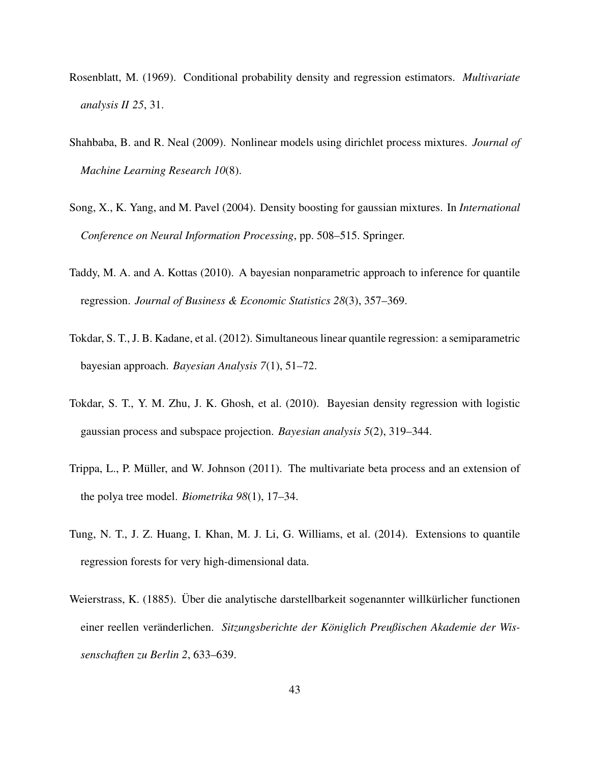Rosenblatt, M. (1969). Conditional probability density and regression estimators. *Multivariate analysis II 25*, 31.

Shahbaba, B. and R. Neal (2009). Nonlinear models using dirichlet process mixtures. *Journal of Machine Learning Research 10*(8).

Song, X., K. Yang, and M. Pavel (2004). Density boosting for gaussian mixtures. In *International Conference on Neural Information Processing*, pp. 508–515. Springer.

Taddy, M. A. and A. Kottas (2010). A bayesian nonparametric approach to inference for quantile regression. *Journal of Business & Economic Statistics 28*(3), 357–369.

Tokdar, S. T., J. B. Kadane, et al. (2012). Simultaneous linear quantile regression: a semiparametric bayesian approach. *Bayesian Analysis 7*(1), 51–72.

Tokdar, S. T., Y. M. Zhu, J. K. Ghosh, et al. (2010). Bayesian density regression with logistic gaussian process and subspace projection. *Bayesian analysis 5*(2), 319–344.

Trippa, L., P. Müller, and W. Johnson (2011). The multivariate beta process and an extension of the polya tree model. *Biometrika 98*(1), 17–34.

Tung, N. T., J. Z. Huang, I. Khan, M. J. Li, G. Williams, et al. (2014). Extensions to quantile regression forests for very high-dimensional data.

Weierstrass, K. (1885). Über die analytische darstellbarkeit sogenannter willkürlicher functionen einer reellen veränderlichen. *Sitzungsberichte der Königlich Preußischen Akademie der Wissenschaften zu Berlin 2*, 633–639.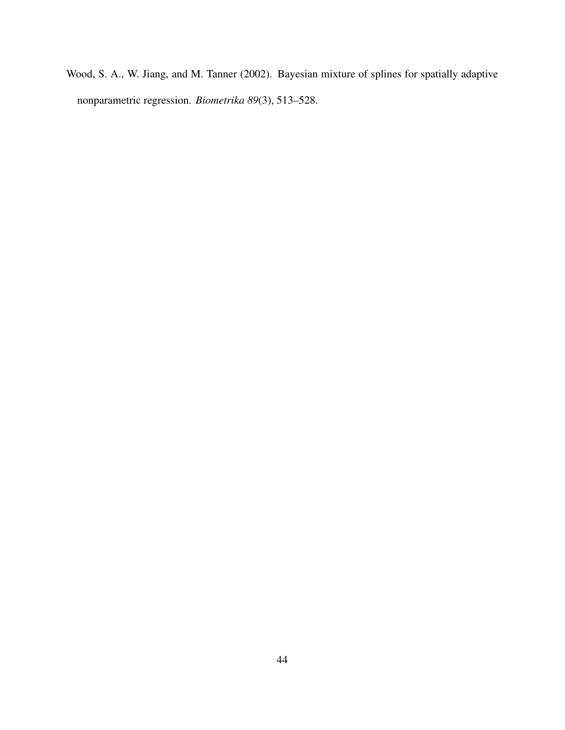Wood, S. A., W. Jiang, and M. Tanner (2002). Bayesian mixture of splines for spatially adaptive nonparametric regression. *Biometrika 89*(3), 513–528.